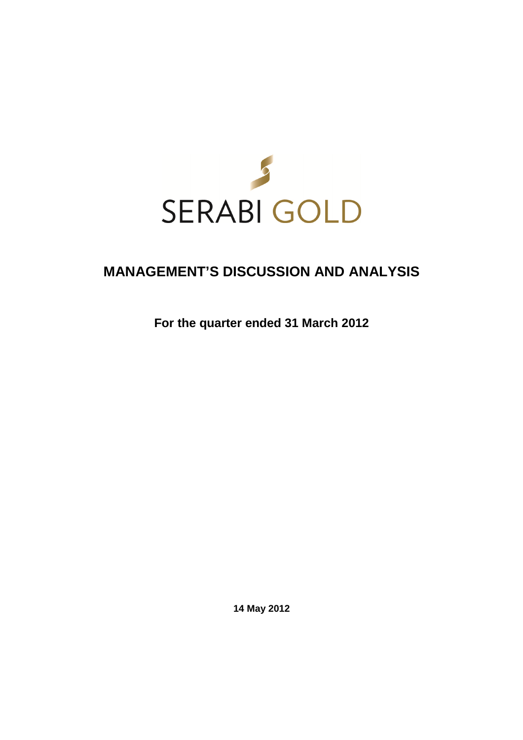SERABI GOLD

# MANAGEMENT'S DISCUSSION AND ANALYSIS

**For the quarter ended 31 March 2012**

**14 May 2012**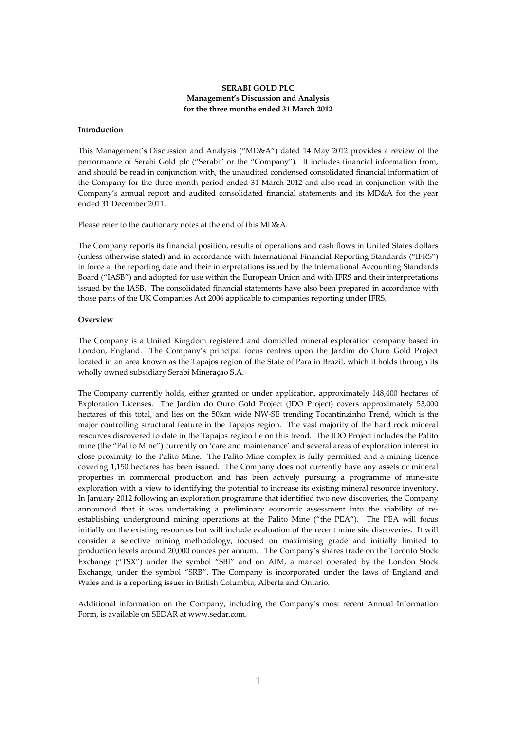**SERABI GOLD PLC**
**Management's Discussion and Analysis**
**for the three months ended 31 March 2012**

**Introduction**

This Management's Discussion and Analysis ("MD&A") dated 14 May 2012 provides a review of the performance of Serabi Gold plc ("Serabi" or the "Company"). It includes financial information from, and should be read in conjunction with, the unaudited condensed consolidated financial information of the Company for the three month period ended 31 March 2012 and also read in conjunction with the Company's annual report and audited consolidated financial statements and its MD&A for the year ended 31 December 2011.

Please refer to the cautionary notes at the end of this MD&A.

The Company reports its financial position, results of operations and cash flows in United States dollars (unless otherwise stated) and in accordance with International Financial Reporting Standards ("IFRS") in force at the reporting date and their interpretations issued by the International Accounting Standards Board ("IASB") and adopted for use within the European Union and with IFRS and their interpretations issued by the IASB. The consolidated financial statements have also been prepared in accordance with those parts of the UK Companies Act 2006 applicable to companies reporting under IFRS.

**Overview**

The Company is a United Kingdom registered and domiciled mineral exploration company based in London, England. The Company's principal focus centres upon the Jardim do Ouro Gold Project located in an area known as the Tapajos region of the State of Para in Brazil, which it holds through its wholly owned subsidiary Serabi Mineraçao S.A.

The Company currently holds, either granted or under application, approximately 148,400 hectares of Exploration Licenses. The Jardim do Ouro Gold Project (JDO Project) covers approximately 53,000 hectares of this total, and lies on the 50km wide NW-SE trending Tocantinzinho Trend, which is the major controlling structural feature in the Tapajos region. The vast majority of the hard rock mineral resources discovered to date in the Tapajos region lie on this trend. The JDO Project includes the Palito mine (the "Palito Mine") currently on 'care and maintenance' and several areas of exploration interest in close proximity to the Palito Mine. The Palito Mine complex is fully permitted and a mining licence covering 1,150 hectares has been issued. The Company does not currently have any assets or mineral properties in commercial production and has been actively pursuing a programme of mine-site exploration with a view to identifying the potential to increase its existing mineral resource inventory. In January 2012 following an exploration programme that identified two new discoveries, the Company announced that it was undertaking a preliminary economic assessment into the viability of re-establishing underground mining operations at the Palito Mine ("the PEA"). The PEA will focus initially on the existing resources but will include evaluation of the recent mine site discoveries. It will consider a selective mining methodology, focused on maximising grade and initially limited to production levels around 20,000 ounces per annum. The Company's shares trade on the Toronto Stock Exchange ("TSX") under the symbol "SBI" and on AIM, a market operated by the London Stock Exchange, under the symbol "SRB". The Company is incorporated under the laws of England and Wales and is a reporting issuer in British Columbia, Alberta and Ontario.

Additional information on the Company, including the Company's most recent Annual Information Form, is available on SEDAR at www.sedar.com.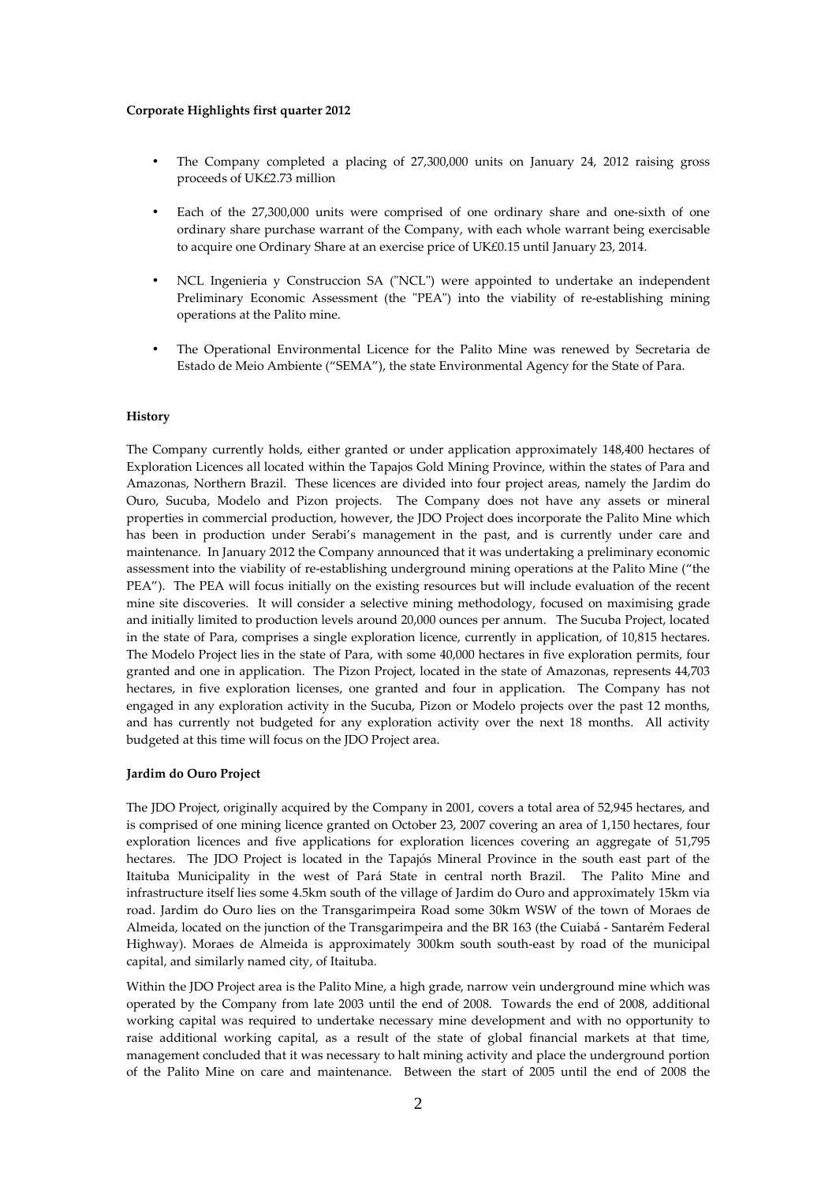**Corporate Highlights first quarter 2012**

- The Company completed a placing of 27,300,000 units on January 24, 2012 raising gross proceeds of UK£2.73 million
- Each of the 27,300,000 units were comprised of one ordinary share and one-sixth of one ordinary share purchase warrant of the Company, with each whole warrant being exercisable to acquire one Ordinary Share at an exercise price of UK£0.15 until January 23, 2014.
- NCL Ingenieria y Construccion SA ("NCL") were appointed to undertake an independent Preliminary Economic Assessment (the "PEA") into the viability of re-establishing mining operations at the Palito mine.
- The Operational Environmental Licence for the Palito Mine was renewed by Secretaria de Estado de Meio Ambiente ("SEMA"), the state Environmental Agency for the State of Para.

**History**

The Company currently holds, either granted or under application approximately 148,400 hectares of Exploration Licences all located within the Tapajos Gold Mining Province, within the states of Para and Amazonas, Northern Brazil. These licences are divided into four project areas, namely the Jardim do Ouro, Sucuba, Modelo and Pizon projects. The Company does not have any assets or mineral properties in commercial production, however, the JDO Project does incorporate the Palito Mine which has been in production under Serabi's management in the past, and is currently under care and maintenance. In January 2012 the Company announced that it was undertaking a preliminary economic assessment into the viability of re-establishing underground mining operations at the Palito Mine ("the PEA"). The PEA will focus initially on the existing resources but will include evaluation of the recent mine site discoveries. It will consider a selective mining methodology, focused on maximising grade and initially limited to production levels around 20,000 ounces per annum. The Sucuba Project, located in the state of Para, comprises a single exploration licence, currently in application, of 10,815 hectares. The Modelo Project lies in the state of Para, with some 40,000 hectares in five exploration permits, four granted and one in application. The Pizon Project, located in the state of Amazonas, represents 44,703 hectares, in five exploration licenses, one granted and four in application. The Company has not engaged in any exploration activity in the Sucuba, Pizon or Modelo projects over the past 12 months, and has currently not budgeted for any exploration activity over the next 18 months. All activity budgeted at this time will focus on the JDO Project area.

**Jardim do Ouro Project**

The JDO Project, originally acquired by the Company in 2001, covers a total area of 52,945 hectares, and is comprised of one mining licence granted on October 23, 2007 covering an area of 1,150 hectares, four exploration licences and five applications for exploration licences covering an aggregate of 51,795 hectares. The JDO Project is located in the Tapajós Mineral Province in the south east part of the Itaituba Municipality in the west of Pará State in central north Brazil. The Palito Mine and infrastructure itself lies some 4.5km south of the village of Jardim do Ouro and approximately 15km via road. Jardim do Ouro lies on the Transgarimpeira Road some 30km WSW of the town of Moraes de Almeida, located on the junction of the Transgarimpeira and the BR 163 (the Cuiabá - Santarém Federal Highway). Moraes de Almeida is approximately 300km south south-east by road of the municipal capital, and similarly named city, of Itaituba.

Within the JDO Project area is the Palito Mine, a high grade, narrow vein underground mine which was operated by the Company from late 2003 until the end of 2008. Towards the end of 2008, additional working capital was required to undertake necessary mine development and with no opportunity to raise additional working capital, as a result of the state of global financial markets at that time, management concluded that it was necessary to halt mining activity and place the underground portion of the Palito Mine on care and maintenance. Between the start of 2005 until the end of 2008 the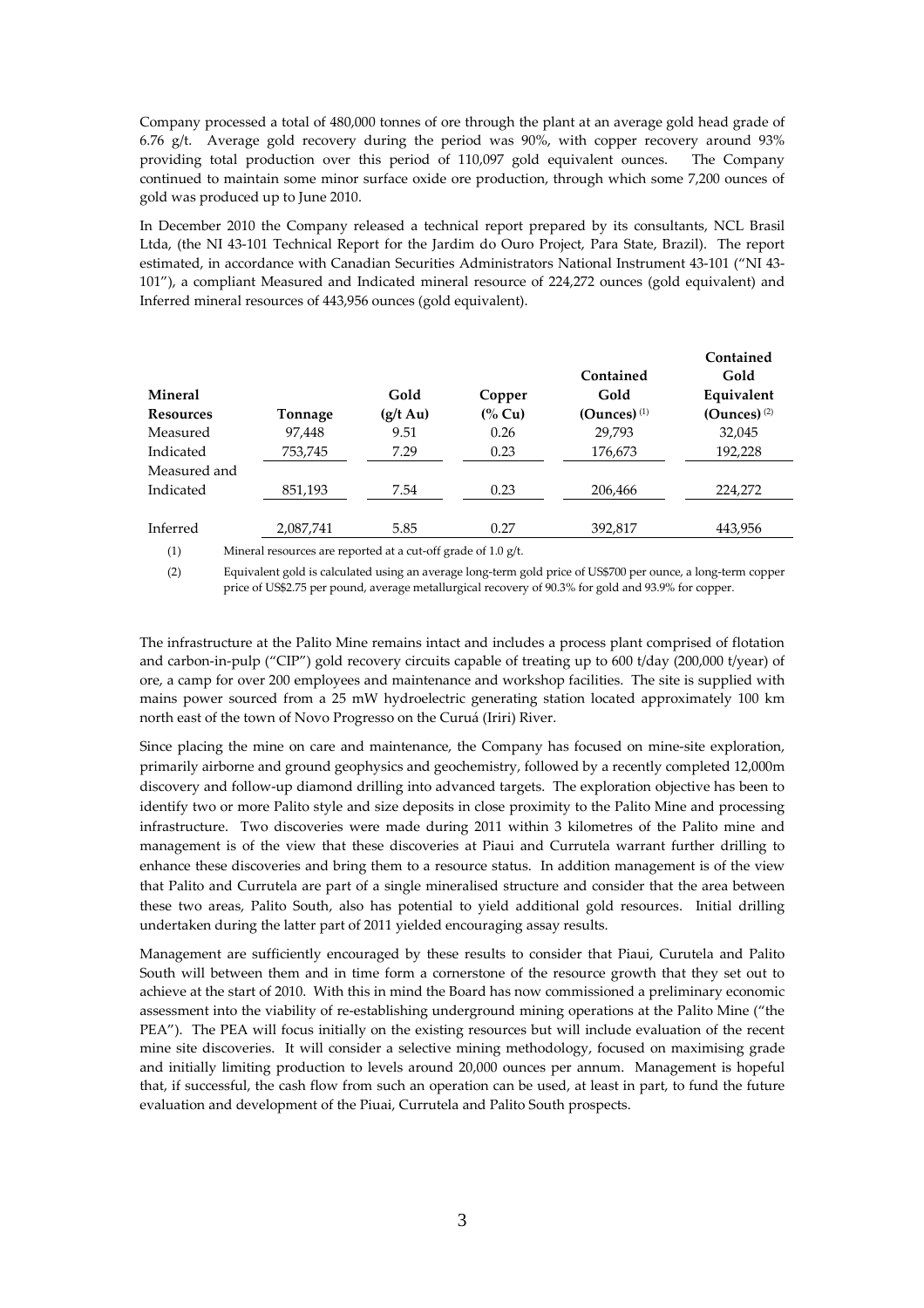Company processed a total of 480,000 tonnes of ore through the plant at an average gold head grade of 6.76 g/t. Average gold recovery during the period was 90%, with copper recovery around 93% providing total production over this period of 110,097 gold equivalent ounces. The Company continued to maintain some minor surface oxide ore production, through which some 7,200 ounces of gold was produced up to June 2010.

In December 2010 the Company released a technical report prepared by its consultants, NCL Brasil Ltda, (the NI 43-101 Technical Report for the Jardim do Ouro Project, Para State, Brazil). The report estimated, in accordance with Canadian Securities Administrators National Instrument 43-101 ("NI 43-101"), a compliant Measured and Indicated mineral resource of 224,272 ounces (gold equivalent) and Inferred mineral resources of 443,956 ounces (gold equivalent).

| Mineral Resources | Tonnage | Gold (g/t Au) | Copper (% Cu) | Contained Gold (Ounces) [(1)] | Contained Gold Equivalent (Ounces) [(2)] |
|---|---|---|---|---|---|
| Measured | 97,448 | 9.51 | 0.26 | 29,793 | 32,045 |
| Indicated | 753,745 | 7.29 | 0.23 | 176,673 | 192,228 |
| Measured and Indicated | 851,193 | 7.54 | 0.23 | 206,466 | 224,272 |
| Inferred | 2,087,741 | 5.85 | 0.27 | 392,817 | 443,956 |

(1) Mineral resources are reported at a cut-off grade of 1.0 g/t.

(2) Equivalent gold is calculated using an average long-term gold price of US$700 per ounce, a long-term copper price of US$2.75 per pound, average metallurgical recovery of 90.3% for gold and 93.9% for copper.

The infrastructure at the Palito Mine remains intact and includes a process plant comprised of flotation and carbon-in-pulp ("CIP") gold recovery circuits capable of treating up to 600 t/day (200,000 t/year) of ore, a camp for over 200 employees and maintenance and workshop facilities. The site is supplied with mains power sourced from a 25 mW hydroelectric generating station located approximately 100 km north east of the town of Novo Progresso on the Curuá (Iriri) River.

Since placing the mine on care and maintenance, the Company has focused on mine-site exploration, primarily airborne and ground geophysics and geochemistry, followed by a recently completed 12,000m discovery and follow-up diamond drilling into advanced targets. The exploration objective has been to identify two or more Palito style and size deposits in close proximity to the Palito Mine and processing infrastructure. Two discoveries were made during 2011 within 3 kilometres of the Palito mine and management is of the view that these discoveries at Piaui and Currutela warrant further drilling to enhance these discoveries and bring them to a resource status. In addition management is of the view that Palito and Currutela are part of a single mineralised structure and consider that the area between these two areas, Palito South, also has potential to yield additional gold resources. Initial drilling undertaken during the latter part of 2011 yielded encouraging assay results.

Management are sufficiently encouraged by these results to consider that Piaui, Curutela and Palito South will between them and in time form a cornerstone of the resource growth that they set out to achieve at the start of 2010. With this in mind the Board has now commissioned a preliminary economic assessment into the viability of re-establishing underground mining operations at the Palito Mine ("the PEA"). The PEA will focus initially on the existing resources but will include evaluation of the recent mine site discoveries. It will consider a selective mining methodology, focused on maximising grade and initially limiting production to levels around 20,000 ounces per annum. Management is hopeful that, if successful, the cash flow from such an operation can be used, at least in part, to fund the future evaluation and development of the Piuai, Currutela and Palito South prospects.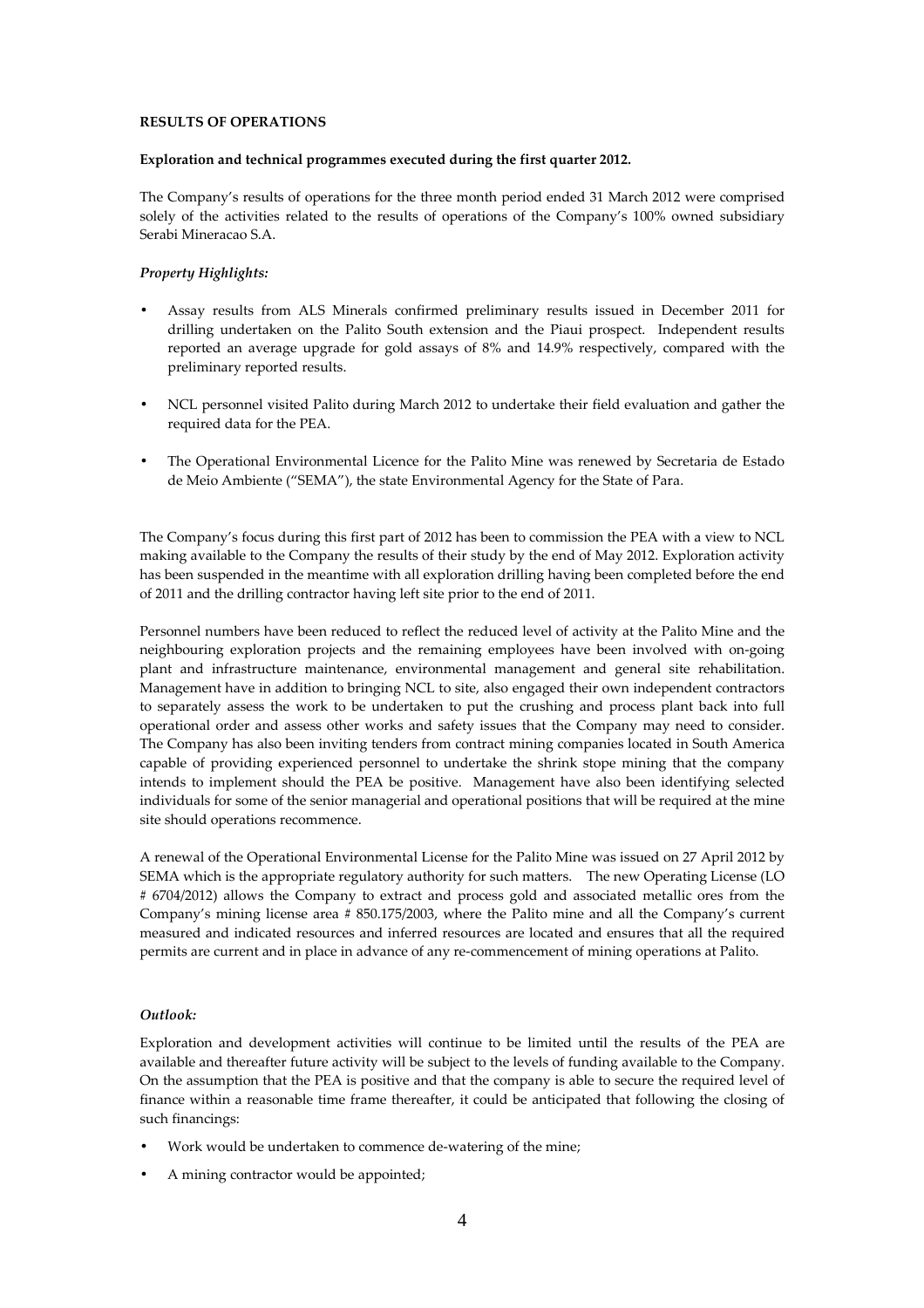**RESULTS OF OPERATIONS**

**Exploration and technical programmes executed during the first quarter 2012.**

The Company's results of operations for the three month period ended 31 March 2012 were comprised solely of the activities related to the results of operations of the Company's 100% owned subsidiary Serabi Mineracao S.A.

*Property Highlights:*

- Assay results from ALS Minerals confirmed preliminary results issued in December 2011 for drilling undertaken on the Palito South extension and the Piaui prospect. Independent results reported an average upgrade for gold assays of 8% and 14.9% respectively, compared with the preliminary reported results.
- NCL personnel visited Palito during March 2012 to undertake their field evaluation and gather the required data for the PEA.
- The Operational Environmental Licence for the Palito Mine was renewed by Secretaria de Estado de Meio Ambiente ("SEMA"), the state Environmental Agency for the State of Para.

The Company's focus during this first part of 2012 has been to commission the PEA with a view to NCL making available to the Company the results of their study by the end of May 2012. Exploration activity has been suspended in the meantime with all exploration drilling having been completed before the end of 2011 and the drilling contractor having left site prior to the end of 2011.

Personnel numbers have been reduced to reflect the reduced level of activity at the Palito Mine and the neighbouring exploration projects and the remaining employees have been involved with on-going plant and infrastructure maintenance, environmental management and general site rehabilitation. Management have in addition to bringing NCL to site, also engaged their own independent contractors to separately assess the work to be undertaken to put the crushing and process plant back into full operational order and assess other works and safety issues that the Company may need to consider. The Company has also been inviting tenders from contract mining companies located in South America capable of providing experienced personnel to undertake the shrink stope mining that the company intends to implement should the PEA be positive. Management have also been identifying selected individuals for some of the senior managerial and operational positions that will be required at the mine site should operations recommence.

A renewal of the Operational Environmental License for the Palito Mine was issued on 27 April 2012 by SEMA which is the appropriate regulatory authority for such matters. The new Operating License (LO # 6704/2012) allows the Company to extract and process gold and associated metallic ores from the Company's mining license area # 850.175/2003, where the Palito mine and all the Company's current measured and indicated resources and inferred resources are located and ensures that all the required permits are current and in place in advance of any re-commencement of mining operations at Palito.

*Outlook:*

Exploration and development activities will continue to be limited until the results of the PEA are available and thereafter future activity will be subject to the levels of funding available to the Company. On the assumption that the PEA is positive and that the company is able to secure the required level of finance within a reasonable time frame thereafter, it could be anticipated that following the closing of such financings:

- Work would be undertaken to commence de-watering of the mine;
- A mining contractor would be appointed;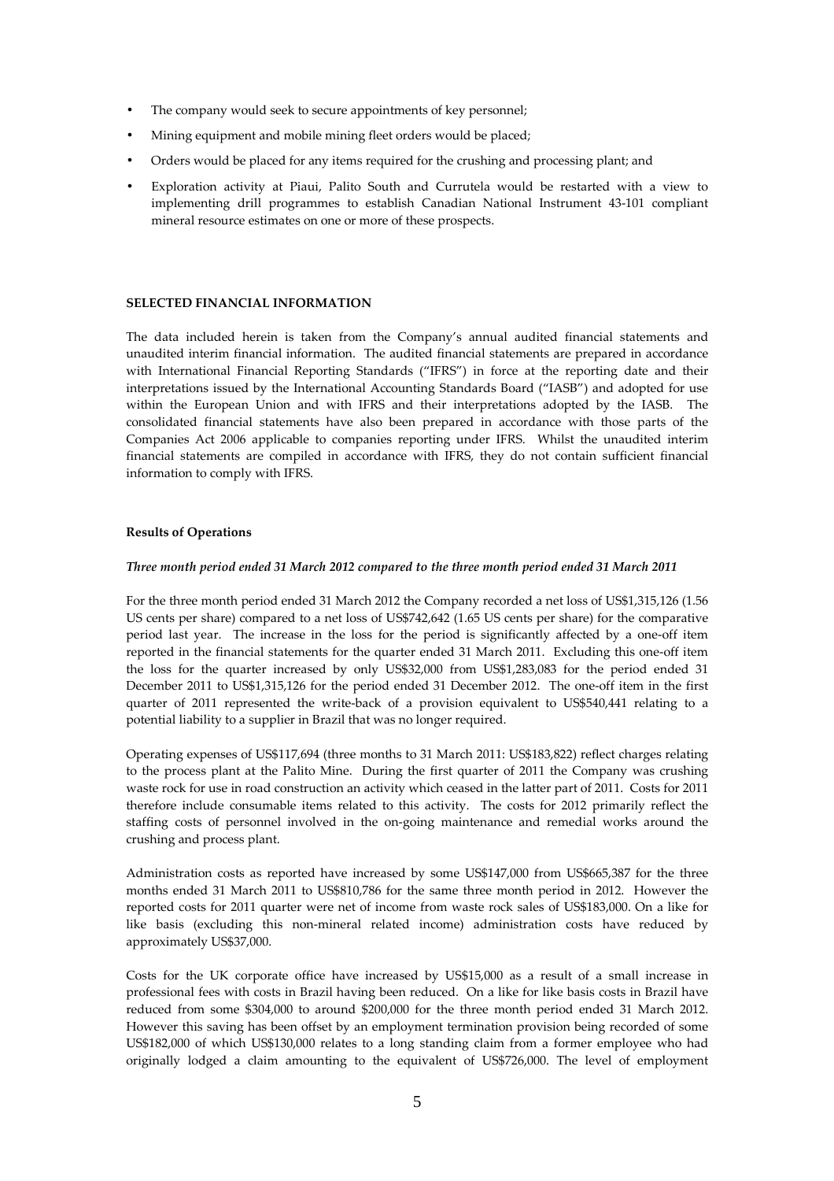- The company would seek to secure appointments of key personnel;
- Mining equipment and mobile mining fleet orders would be placed;
- Orders would be placed for any items required for the crushing and processing plant; and
- Exploration activity at Piaui, Palito South and Currutela would be restarted with a view to implementing drill programmes to establish Canadian National Instrument 43-101 compliant mineral resource estimates on one or more of these prospects.

**SELECTED FINANCIAL INFORMATION**

The data included herein is taken from the Company's annual audited financial statements and unaudited interim financial information. The audited financial statements are prepared in accordance with International Financial Reporting Standards ("IFRS") in force at the reporting date and their interpretations issued by the International Accounting Standards Board ("IASB") and adopted for use within the European Union and with IFRS and their interpretations adopted by the IASB. The consolidated financial statements have also been prepared in accordance with those parts of the Companies Act 2006 applicable to companies reporting under IFRS. Whilst the unaudited interim financial statements are compiled in accordance with IFRS, they do not contain sufficient financial information to comply with IFRS.

**Results of Operations**

***Three month period ended 31 March 2012 compared to the three month period ended 31 March 2011***

For the three month period ended 31 March 2012 the Company recorded a net loss of US$1,315,126 (1.56 US cents per share) compared to a net loss of US$742,642 (1.65 US cents per share) for the comparative period last year. The increase in the loss for the period is significantly affected by a one-off item reported in the financial statements for the quarter ended 31 March 2011. Excluding this one-off item the loss for the quarter increased by only US$32,000 from US$1,283,083 for the period ended 31 December 2011 to US$1,315,126 for the period ended 31 December 2012. The one-off item in the first quarter of 2011 represented the write-back of a provision equivalent to US$540,441 relating to a potential liability to a supplier in Brazil that was no longer required.

Operating expenses of US$117,694 (three months to 31 March 2011: US$183,822) reflect charges relating to the process plant at the Palito Mine. During the first quarter of 2011 the Company was crushing waste rock for use in road construction an activity which ceased in the latter part of 2011. Costs for 2011 therefore include consumable items related to this activity. The costs for 2012 primarily reflect the staffing costs of personnel involved in the on-going maintenance and remedial works around the crushing and process plant.

Administration costs as reported have increased by some US$147,000 from US$665,387 for the three months ended 31 March 2011 to US$810,786 for the same three month period in 2012. However the reported costs for 2011 quarter were net of income from waste rock sales of US$183,000. On a like for like basis (excluding this non-mineral related income) administration costs have reduced by approximately US$37,000.

Costs for the UK corporate office have increased by US$15,000 as a result of a small increase in professional fees with costs in Brazil having been reduced. On a like for like basis costs in Brazil have reduced from some $304,000 to around $200,000 for the three month period ended 31 March 2012. However this saving has been offset by an employment termination provision being recorded of some US$182,000 of which US$130,000 relates to a long standing claim from a former employee who had originally lodged a claim amounting to the equivalent of US$726,000. The level of employment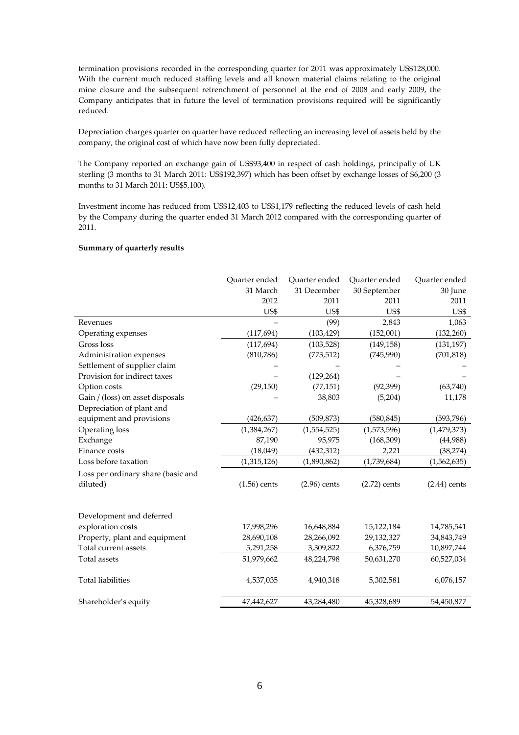termination provisions recorded in the corresponding quarter for 2011 was approximately US$128,000. With the current much reduced staffing levels and all known material claims relating to the original mine closure and the subsequent retrenchment of personnel at the end of 2008 and early 2009, the Company anticipates that in future the level of termination provisions required will be significantly reduced.

Depreciation charges quarter on quarter have reduced reflecting an increasing level of assets held by the company, the original cost of which have now been fully depreciated.

The Company reported an exchange gain of US$93,400 in respect of cash holdings, principally of UK sterling (3 months to 31 March 2011: US$192,397) which has been offset by exchange losses of $6,200 (3 months to 31 March 2011: US$5,100).

Investment income has reduced from US$12,403 to US$1,179 reflecting the reduced levels of cash held by the Company during the quarter ended 31 March 2012 compared with the corresponding quarter of 2011.

**Summary of quarterly results**

| | Quarter ended 31 March 2012 | Quarter ended 31 December 2011 | Quarter ended 30 September 2011 | Quarter ended 30 June 2011 |
|---|---|---|---|---|
| | US$ | US$ | US$ | US$ |
| Revenues | – | (99) | 2,843 | 1,063 |
| Operating expenses | (117,694) | (103,429) | (152,001) | (132,260) |
| Gross loss | (117,694) | (103,528) | (149,158) | (131,197) |
| Administration expenses | (810,786) | (773,512) | (745,990) | (701,818) |
| Settlement of supplier claim | – | – | – | – |
| Provision for indirect taxes | – | (129,264) | – | – |
| Option costs | (29,150) | (77,151) | (92,399) | (63,740) |
| Gain / (loss) on asset disposals | – | 38,803 | (5,204) | 11,178 |
| Depreciation of plant and equipment and provisions | (426,637) | (509,873) | (580,845) | (593,796) |
| Operating loss | (1,384,267) | (1,554,525) | (1,573,596) | (1,479,373) |
| Exchange | 87,190 | 95,975 | (168,309) | (44,988) |
| Finance costs | (18,049) | (432,312) | 2,221 | (38,274) |
| Loss before taxation | (1,315,126) | (1,890,862) | (1,739,684) | (1,562,635) |
| Loss per ordinary share (basic and diluted) | (1.56) cents | (2.96) cents | (2.72) cents | (2.44) cents |
| | | | | |
| Development and deferred exploration costs | 17,998,296 | 16,648,884 | 15,122,184 | 14,785,541 |
| Property, plant and equipment | 28,690,108 | 28,266,092 | 29,132,327 | 34,843,749 |
| Total current assets | 5,291,258 | 3,309,822 | 6,376,759 | 10,897,744 |
| Total assets | 51,979,662 | 48,224,798 | 50,631,270 | 60,527,034 |
| Total liabilities | 4,537,035 | 4,940,318 | 5,302,581 | 6,076,157 |
| Shareholder's equity | 47,442,627 | 43,284,480 | 45,328,689 | 54,450,877 |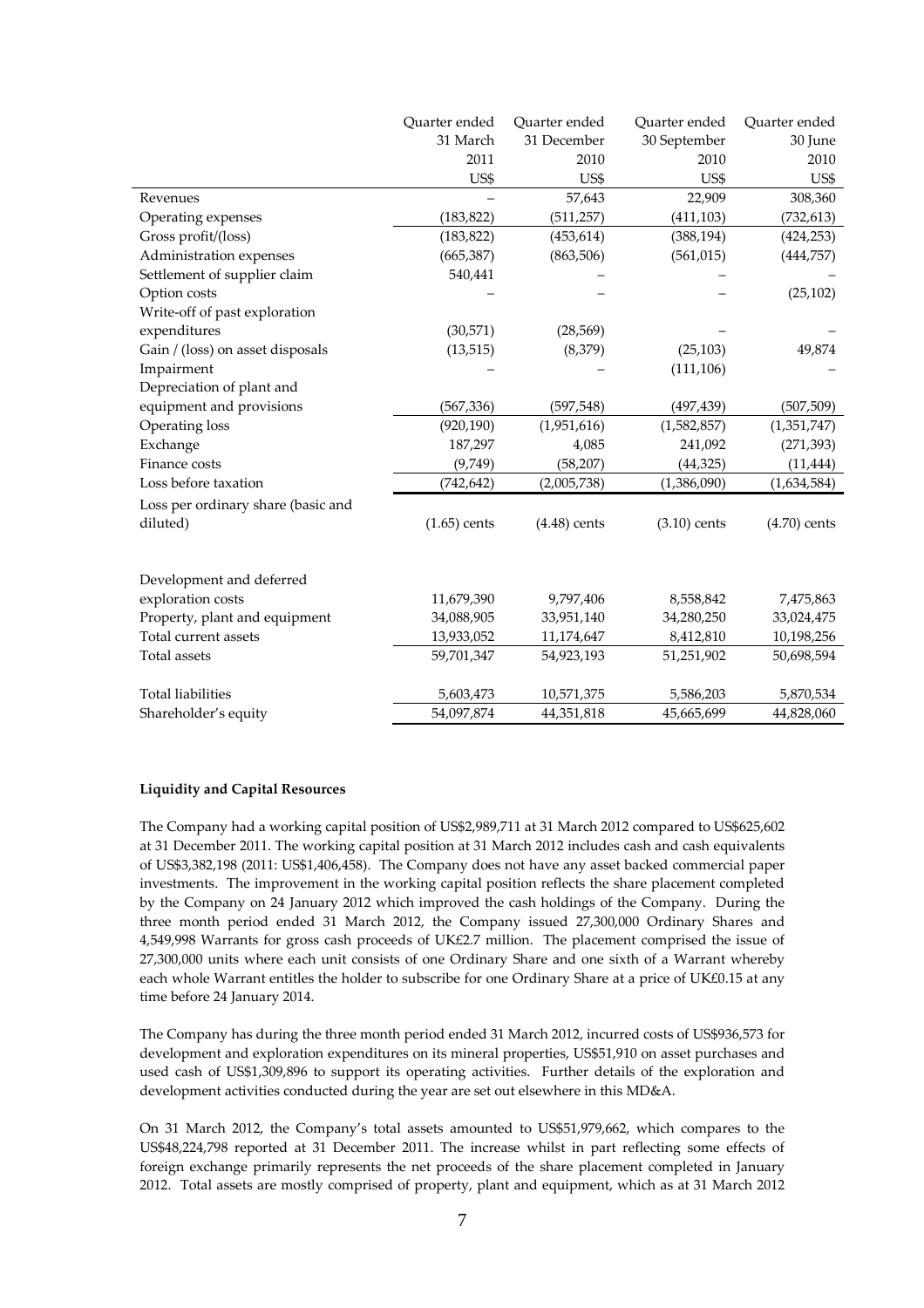| | Quarter ended 31 March 2011 US$ | Quarter ended 31 December 2010 US$ | Quarter ended 30 September 2010 US$ | Quarter ended 30 June 2010 US$ |
|---|---|---|---|---|
| Revenues | – | 57,643 | 22,909 | 308,360 |
| Operating expenses | (183,822) | (511,257) | (411,103) | (732,613) |
| Gross profit/(loss) | (183,822) | (453,614) | (388,194) | (424,253) |
| Administration expenses | (665,387) | (863,506) | (561,015) | (444,757) |
| Settlement of supplier claim | 540,441 | – | – | – |
| Option costs | – | – | – | (25,102) |
| Write-off of past exploration expenditures | (30,571) | (28,569) | – | – |
| Gain / (loss) on asset disposals | (13,515) | (8,379) | (25,103) | 49,874 |
| Impairment | – | – | (111,106) | – |
| Depreciation of plant and equipment and provisions | (567,336) | (597,548) | (497,439) | (507,509) |
| Operating loss | (920,190) | (1,951,616) | (1,582,857) | (1,351,747) |
| Exchange | 187,297 | 4,085 | 241,092 | (271,393) |
| Finance costs | (9,749) | (58,207) | (44,325) | (11,444) |
| Loss before taxation | (742,642) | (2,005,738) | (1,386,090) | (1,634,584) |
| Loss per ordinary share (basic and diluted) | (1.65) cents | (4.48) cents | (3.10) cents | (4.70) cents |
| | | | | |
| Development and deferred exploration costs | 11,679,390 | 9,797,406 | 8,558,842 | 7,475,863 |
| Property, plant and equipment | 34,088,905 | 33,951,140 | 34,280,250 | 33,024,475 |
| Total current assets | 13,933,052 | 11,174,647 | 8,412,810 | 10,198,256 |
| Total assets | 59,701,347 | 54,923,193 | 51,251,902 | 50,698,594 |
| | | | | |
| Total liabilities | 5,603,473 | 10,571,375 | 5,586,203 | 5,870,534 |
| Shareholder's equity | 54,097,874 | 44,351,818 | 45,665,699 | 44,828,060 |

**Liquidity and Capital Resources**

The Company had a working capital position of US$2,989,711 at 31 March 2012 compared to US$625,602 at 31 December 2011. The working capital position at 31 March 2012 includes cash and cash equivalents of US$3,382,198 (2011: US$1,406,458). The Company does not have any asset backed commercial paper investments. The improvement in the working capital position reflects the share placement completed by the Company on 24 January 2012 which improved the cash holdings of the Company. During the three month period ended 31 March 2012, the Company issued 27,300,000 Ordinary Shares and 4,549,998 Warrants for gross cash proceeds of UK£2.7 million. The placement comprised the issue of 27,300,000 units where each unit consists of one Ordinary Share and one sixth of a Warrant whereby each whole Warrant entitles the holder to subscribe for one Ordinary Share at a price of UK£0.15 at any time before 24 January 2014.

The Company has during the three month period ended 31 March 2012, incurred costs of US$936,573 for development and exploration expenditures on its mineral properties, US$51,910 on asset purchases and used cash of US$1,309,896 to support its operating activities. Further details of the exploration and development activities conducted during the year are set out elsewhere in this MD&A.

On 31 March 2012, the Company's total assets amounted to US$51,979,662, which compares to the US$48,224,798 reported at 31 December 2011. The increase whilst in part reflecting some effects of foreign exchange primarily represents the net proceeds of the share placement completed in January 2012. Total assets are mostly comprised of property, plant and equipment, which as at 31 March 2012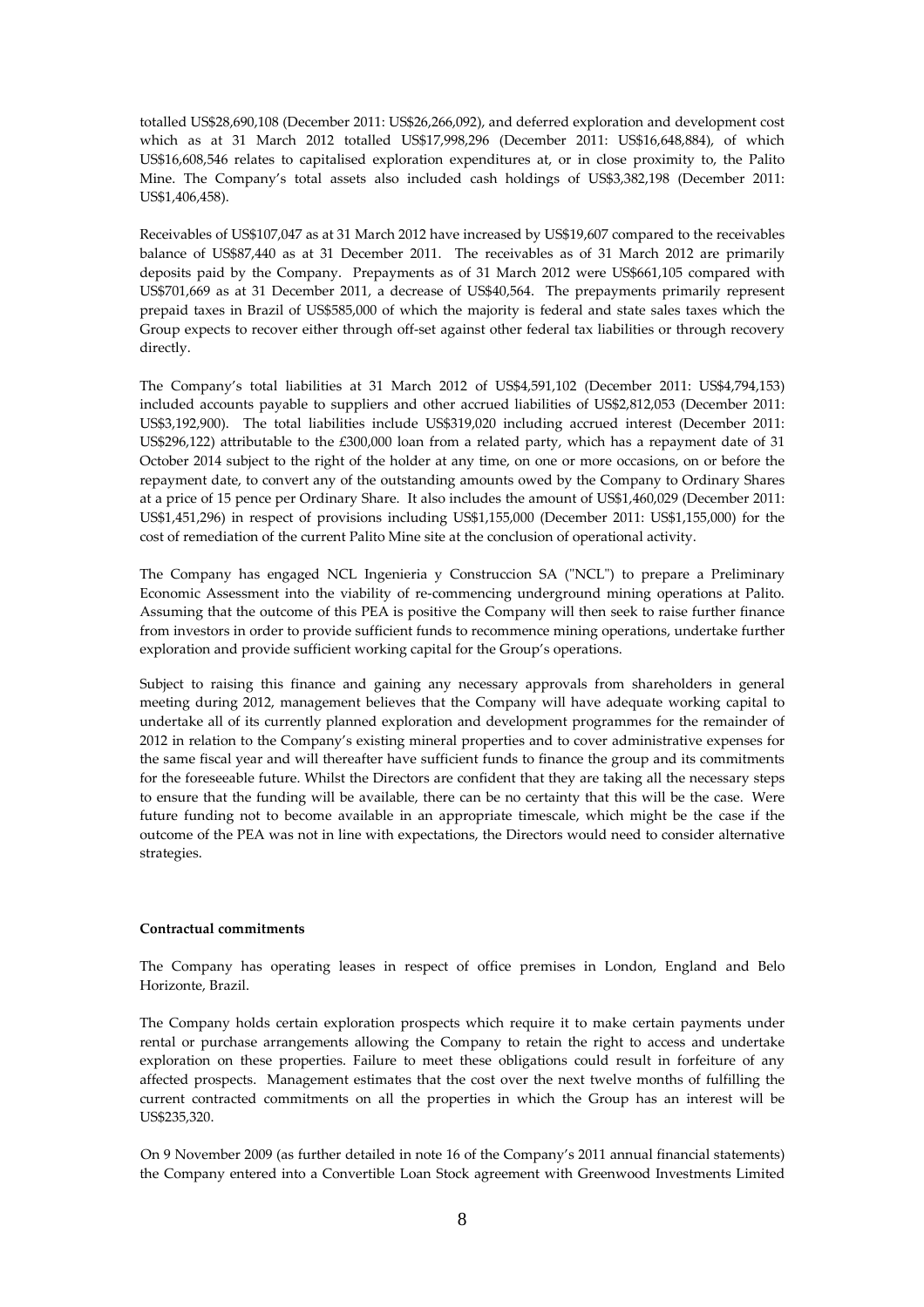totalled US$28,690,108 (December 2011: US$26,266,092), and deferred exploration and development cost which as at 31 March 2012 totalled US$17,998,296 (December 2011: US$16,648,884), of which US$16,608,546 relates to capitalised exploration expenditures at, or in close proximity to, the Palito Mine. The Company's total assets also included cash holdings of US$3,382,198 (December 2011: US$1,406,458).

Receivables of US$107,047 as at 31 March 2012 have increased by US$19,607 compared to the receivables balance of US$87,440 as at 31 December 2011. The receivables as of 31 March 2012 are primarily deposits paid by the Company. Prepayments as of 31 March 2012 were US$661,105 compared with US$701,669 as at 31 December 2011, a decrease of US$40,564. The prepayments primarily represent prepaid taxes in Brazil of US$585,000 of which the majority is federal and state sales taxes which the Group expects to recover either through off-set against other federal tax liabilities or through recovery directly.

The Company's total liabilities at 31 March 2012 of US$4,591,102 (December 2011: US$4,794,153) included accounts payable to suppliers and other accrued liabilities of US$2,812,053 (December 2011: US$3,192,900). The total liabilities include US$319,020 including accrued interest (December 2011: US$296,122) attributable to the £300,000 loan from a related party, which has a repayment date of 31 October 2014 subject to the right of the holder at any time, on one or more occasions, on or before the repayment date, to convert any of the outstanding amounts owed by the Company to Ordinary Shares at a price of 15 pence per Ordinary Share. It also includes the amount of US$1,460,029 (December 2011: US$1,451,296) in respect of provisions including US$1,155,000 (December 2011: US$1,155,000) for the cost of remediation of the current Palito Mine site at the conclusion of operational activity.

The Company has engaged NCL Ingenieria y Construccion SA ("NCL") to prepare a Preliminary Economic Assessment into the viability of re-commencing underground mining operations at Palito. Assuming that the outcome of this PEA is positive the Company will then seek to raise further finance from investors in order to provide sufficient funds to recommence mining operations, undertake further exploration and provide sufficient working capital for the Group's operations.

Subject to raising this finance and gaining any necessary approvals from shareholders in general meeting during 2012, management believes that the Company will have adequate working capital to undertake all of its currently planned exploration and development programmes for the remainder of 2012 in relation to the Company's existing mineral properties and to cover administrative expenses for the same fiscal year and will thereafter have sufficient funds to finance the group and its commitments for the foreseeable future. Whilst the Directors are confident that they are taking all the necessary steps to ensure that the funding will be available, there can be no certainty that this will be the case. Were future funding not to become available in an appropriate timescale, which might be the case if the outcome of the PEA was not in line with expectations, the Directors would need to consider alternative strategies.

**Contractual commitments**

The Company has operating leases in respect of office premises in London, England and Belo Horizonte, Brazil.

The Company holds certain exploration prospects which require it to make certain payments under rental or purchase arrangements allowing the Company to retain the right to access and undertake exploration on these properties. Failure to meet these obligations could result in forfeiture of any affected prospects. Management estimates that the cost over the next twelve months of fulfilling the current contracted commitments on all the properties in which the Group has an interest will be US$235,320.

On 9 November 2009 (as further detailed in note 16 of the Company's 2011 annual financial statements) the Company entered into a Convertible Loan Stock agreement with Greenwood Investments Limited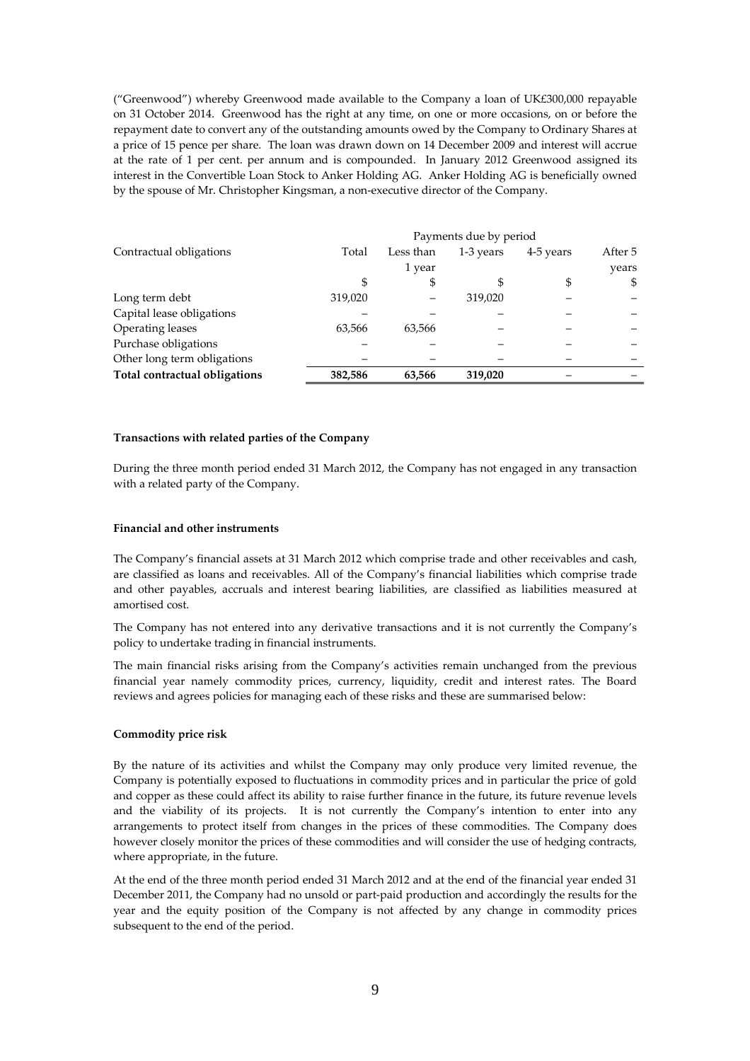("Greenwood") whereby Greenwood made available to the Company a loan of UK£300,000 repayable on 31 October 2014. Greenwood has the right at any time, on one or more occasions, on or before the repayment date to convert any of the outstanding amounts owed by the Company to Ordinary Shares at a price of 15 pence per share. The loan was drawn down on 14 December 2009 and interest will accrue at the rate of 1 per cent. per annum and is compounded. In January 2012 Greenwood assigned its interest in the Convertible Loan Stock to Anker Holding AG. Anker Holding AG is beneficially owned by the spouse of Mr. Christopher Kingsman, a non-executive director of the Company.

| Contractual obligations | Payments due by period | | | | |
|---|---|---|---|---|---|
| | Total | Less than 1 year | 1-3 years | 4-5 years | After 5 years |
| | $ | $ | $ | $ | $ |
| Long term debt | 319,020 | – | 319,020 | – | – |
| Capital lease obligations | – | – | – | – | – |
| Operating leases | 63,566 | 63,566 | – | – | – |
| Purchase obligations | – | – | – | – | – |
| Other long term obligations | – | – | – | – | – |
| **Total contractual obligations** | **382,586** | **63,566** | **319,020** | – | – |

**Transactions with related parties of the Company**

During the three month period ended 31 March 2012, the Company has not engaged in any transaction with a related party of the Company.

**Financial and other instruments**

The Company's financial assets at 31 March 2012 which comprise trade and other receivables and cash, are classified as loans and receivables. All of the Company's financial liabilities which comprise trade and other payables, accruals and interest bearing liabilities, are classified as liabilities measured at amortised cost.

The Company has not entered into any derivative transactions and it is not currently the Company's policy to undertake trading in financial instruments.

The main financial risks arising from the Company's activities remain unchanged from the previous financial year namely commodity prices, currency, liquidity, credit and interest rates. The Board reviews and agrees policies for managing each of these risks and these are summarised below:

**Commodity price risk**

By the nature of its activities and whilst the Company may only produce very limited revenue, the Company is potentially exposed to fluctuations in commodity prices and in particular the price of gold and copper as these could affect its ability to raise further finance in the future, its future revenue levels and the viability of its projects. It is not currently the Company's intention to enter into any arrangements to protect itself from changes in the prices of these commodities. The Company does however closely monitor the prices of these commodities and will consider the use of hedging contracts, where appropriate, in the future.

At the end of the three month period ended 31 March 2012 and at the end of the financial year ended 31 December 2011, the Company had no unsold or part-paid production and accordingly the results for the year and the equity position of the Company is not affected by any change in commodity prices subsequent to the end of the period.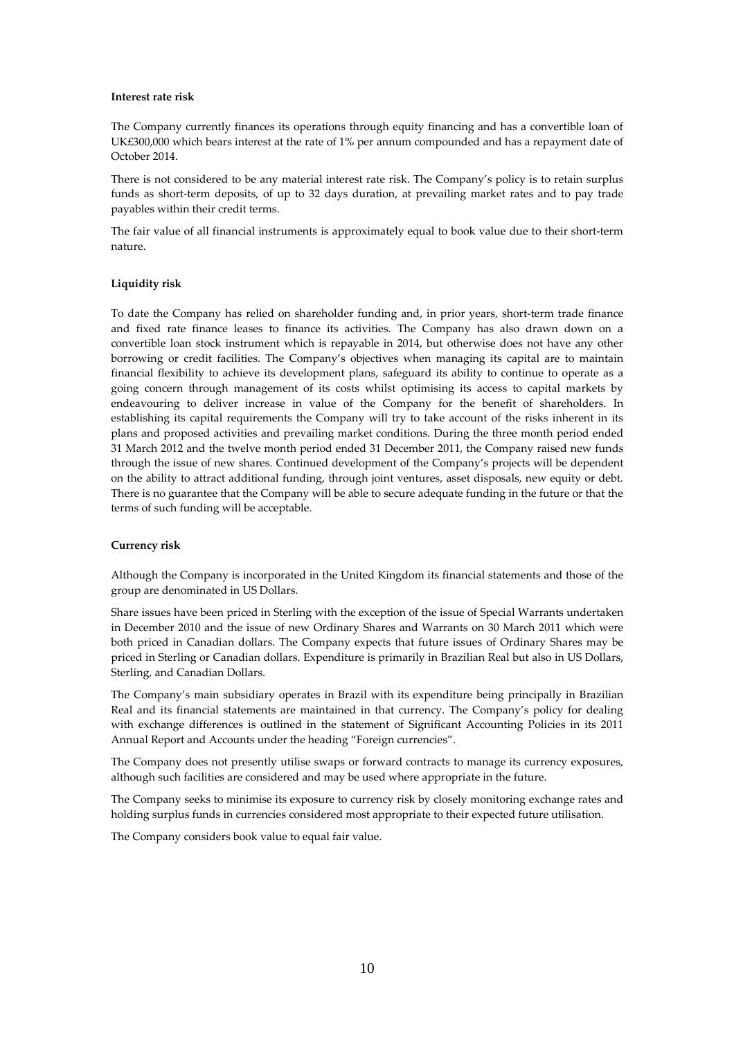**Interest rate risk**

The Company currently finances its operations through equity financing and has a convertible loan of UK£300,000 which bears interest at the rate of 1% per annum compounded and has a repayment date of October 2014.

There is not considered to be any material interest rate risk. The Company's policy is to retain surplus funds as short-term deposits, of up to 32 days duration, at prevailing market rates and to pay trade payables within their credit terms.

The fair value of all financial instruments is approximately equal to book value due to their short-term nature.

**Liquidity risk**

To date the Company has relied on shareholder funding and, in prior years, short-term trade finance and fixed rate finance leases to finance its activities. The Company has also drawn down on a convertible loan stock instrument which is repayable in 2014, but otherwise does not have any other borrowing or credit facilities. The Company's objectives when managing its capital are to maintain financial flexibility to achieve its development plans, safeguard its ability to continue to operate as a going concern through management of its costs whilst optimising its access to capital markets by endeavouring to deliver increase in value of the Company for the benefit of shareholders. In establishing its capital requirements the Company will try to take account of the risks inherent in its plans and proposed activities and prevailing market conditions. During the three month period ended 31 March 2012 and the twelve month period ended 31 December 2011, the Company raised new funds through the issue of new shares. Continued development of the Company's projects will be dependent on the ability to attract additional funding, through joint ventures, asset disposals, new equity or debt. There is no guarantee that the Company will be able to secure adequate funding in the future or that the terms of such funding will be acceptable.

**Currency risk**

Although the Company is incorporated in the United Kingdom its financial statements and those of the group are denominated in US Dollars.

Share issues have been priced in Sterling with the exception of the issue of Special Warrants undertaken in December 2010 and the issue of new Ordinary Shares and Warrants on 30 March 2011 which were both priced in Canadian dollars. The Company expects that future issues of Ordinary Shares may be priced in Sterling or Canadian dollars. Expenditure is primarily in Brazilian Real but also in US Dollars, Sterling, and Canadian Dollars.

The Company's main subsidiary operates in Brazil with its expenditure being principally in Brazilian Real and its financial statements are maintained in that currency. The Company's policy for dealing with exchange differences is outlined in the statement of Significant Accounting Policies in its 2011 Annual Report and Accounts under the heading "Foreign currencies".

The Company does not presently utilise swaps or forward contracts to manage its currency exposures, although such facilities are considered and may be used where appropriate in the future.

The Company seeks to minimise its exposure to currency risk by closely monitoring exchange rates and holding surplus funds in currencies considered most appropriate to their expected future utilisation.

The Company considers book value to equal fair value.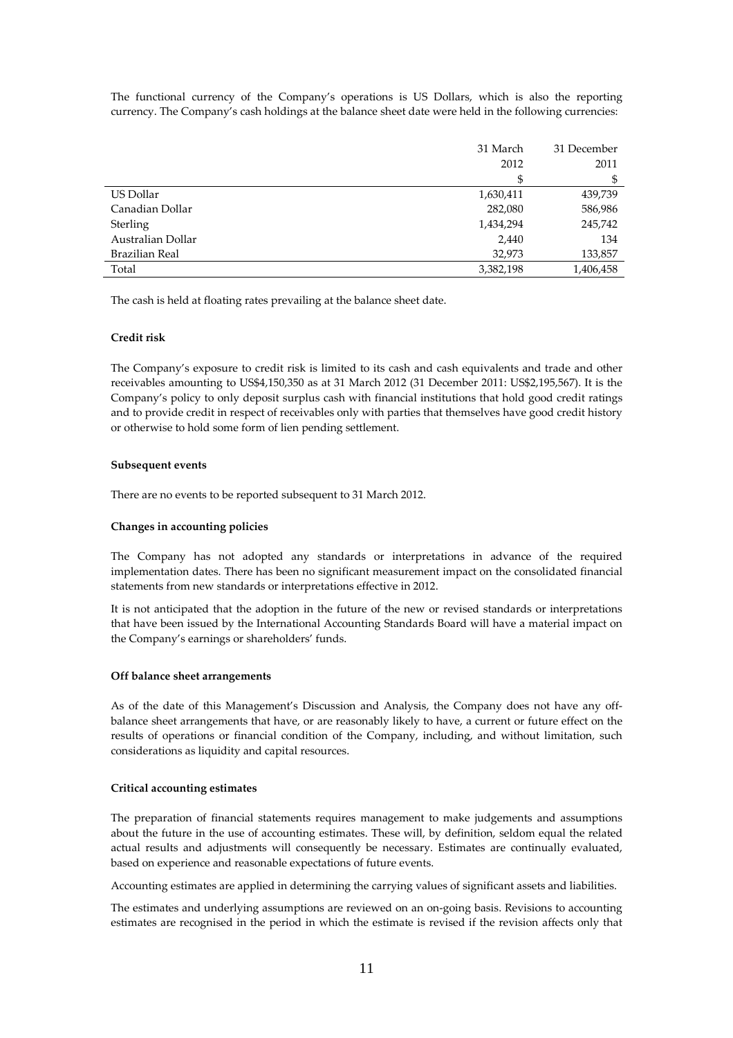The functional currency of the Company's operations is US Dollars, which is also the reporting currency. The Company's cash holdings at the balance sheet date were held in the following currencies:

| | 31 March 2012 | 31 December 2011 |
|---|---|---|
| | $ | $ |
| US Dollar | 1,630,411 | 439,739 |
| Canadian Dollar | 282,080 | 586,986 |
| Sterling | 1,434,294 | 245,742 |
| Australian Dollar | 2,440 | 134 |
| Brazilian Real | 32,973 | 133,857 |
| Total | 3,382,198 | 1,406,458 |

The cash is held at floating rates prevailing at the balance sheet date.

**Credit risk**

The Company's exposure to credit risk is limited to its cash and cash equivalents and trade and other receivables amounting to US$4,150,350 as at 31 March 2012 (31 December 2011: US$2,195,567). It is the Company's policy to only deposit surplus cash with financial institutions that hold good credit ratings and to provide credit in respect of receivables only with parties that themselves have good credit history or otherwise to hold some form of lien pending settlement.

**Subsequent events**

There are no events to be reported subsequent to 31 March 2012.

**Changes in accounting policies**

The Company has not adopted any standards or interpretations in advance of the required implementation dates. There has been no significant measurement impact on the consolidated financial statements from new standards or interpretations effective in 2012.

It is not anticipated that the adoption in the future of the new or revised standards or interpretations that have been issued by the International Accounting Standards Board will have a material impact on the Company's earnings or shareholders' funds.

**Off balance sheet arrangements**

As of the date of this Management's Discussion and Analysis, the Company does not have any off-balance sheet arrangements that have, or are reasonably likely to have, a current or future effect on the results of operations or financial condition of the Company, including, and without limitation, such considerations as liquidity and capital resources.

**Critical accounting estimates**

The preparation of financial statements requires management to make judgements and assumptions about the future in the use of accounting estimates. These will, by definition, seldom equal the related actual results and adjustments will consequently be necessary. Estimates are continually evaluated, based on experience and reasonable expectations of future events.

Accounting estimates are applied in determining the carrying values of significant assets and liabilities.

The estimates and underlying assumptions are reviewed on an on-going basis. Revisions to accounting estimates are recognised in the period in which the estimate is revised if the revision affects only that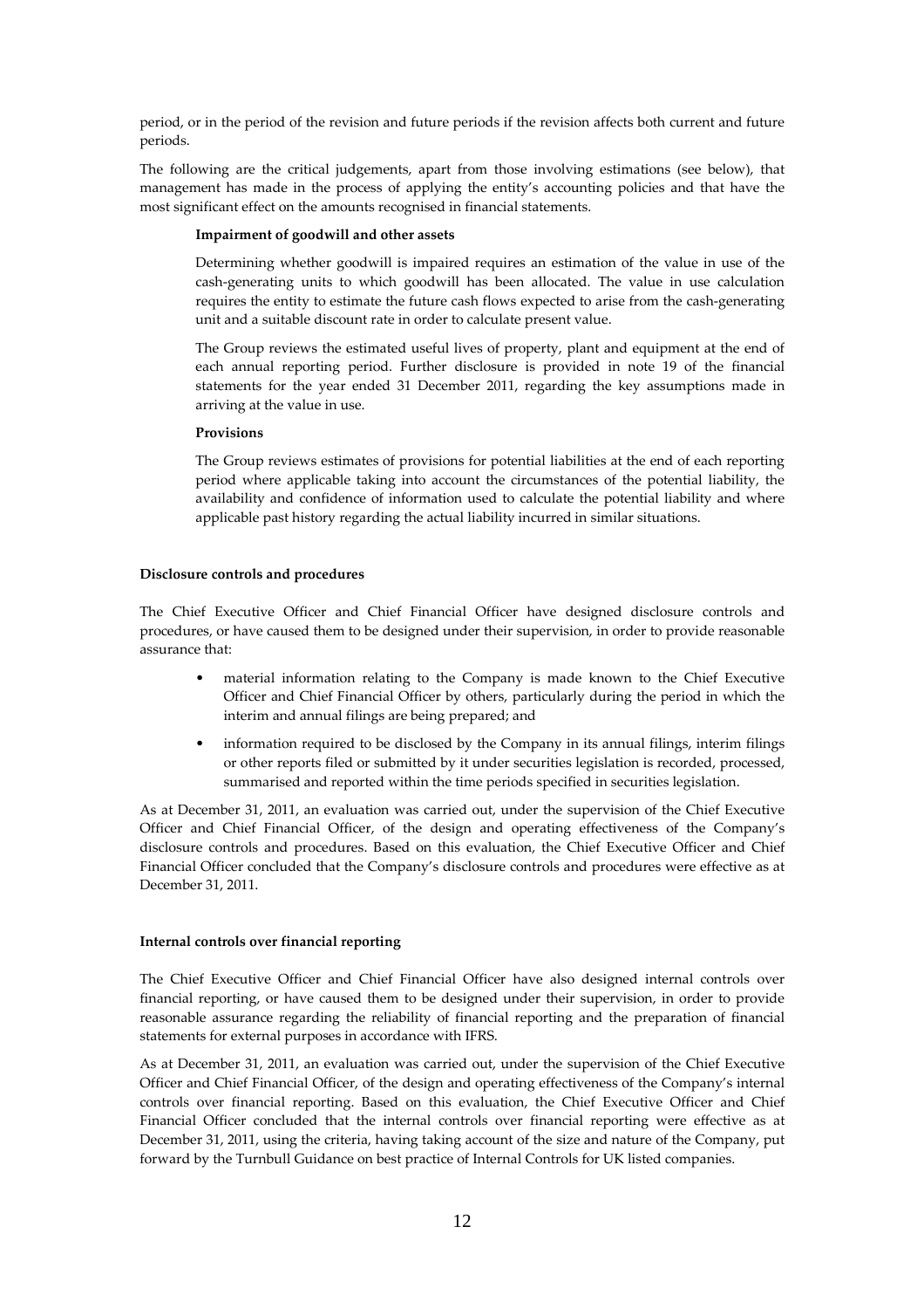period, or in the period of the revision and future periods if the revision affects both current and future periods.

The following are the critical judgements, apart from those involving estimations (see below), that management has made in the process of applying the entity's accounting policies and that have the most significant effect on the amounts recognised in financial statements.

**Impairment of goodwill and other assets**

Determining whether goodwill is impaired requires an estimation of the value in use of the cash-generating units to which goodwill has been allocated. The value in use calculation requires the entity to estimate the future cash flows expected to arise from the cash-generating unit and a suitable discount rate in order to calculate present value.

The Group reviews the estimated useful lives of property, plant and equipment at the end of each annual reporting period. Further disclosure is provided in note 19 of the financial statements for the year ended 31 December 2011, regarding the key assumptions made in arriving at the value in use.

**Provisions**

The Group reviews estimates of provisions for potential liabilities at the end of each reporting period where applicable taking into account the circumstances of the potential liability, the availability and confidence of information used to calculate the potential liability and where applicable past history regarding the actual liability incurred in similar situations.

**Disclosure controls and procedures**

The Chief Executive Officer and Chief Financial Officer have designed disclosure controls and procedures, or have caused them to be designed under their supervision, in order to provide reasonable assurance that:

- material information relating to the Company is made known to the Chief Executive Officer and Chief Financial Officer by others, particularly during the period in which the interim and annual filings are being prepared; and
- information required to be disclosed by the Company in its annual filings, interim filings or other reports filed or submitted by it under securities legislation is recorded, processed, summarised and reported within the time periods specified in securities legislation.

As at December 31, 2011, an evaluation was carried out, under the supervision of the Chief Executive Officer and Chief Financial Officer, of the design and operating effectiveness of the Company's disclosure controls and procedures. Based on this evaluation, the Chief Executive Officer and Chief Financial Officer concluded that the Company's disclosure controls and procedures were effective as at December 31, 2011.

**Internal controls over financial reporting**

The Chief Executive Officer and Chief Financial Officer have also designed internal controls over financial reporting, or have caused them to be designed under their supervision, in order to provide reasonable assurance regarding the reliability of financial reporting and the preparation of financial statements for external purposes in accordance with IFRS.

As at December 31, 2011, an evaluation was carried out, under the supervision of the Chief Executive Officer and Chief Financial Officer, of the design and operating effectiveness of the Company's internal controls over financial reporting. Based on this evaluation, the Chief Executive Officer and Chief Financial Officer concluded that the internal controls over financial reporting were effective as at December 31, 2011, using the criteria, having taking account of the size and nature of the Company, put forward by the Turnbull Guidance on best practice of Internal Controls for UK listed companies.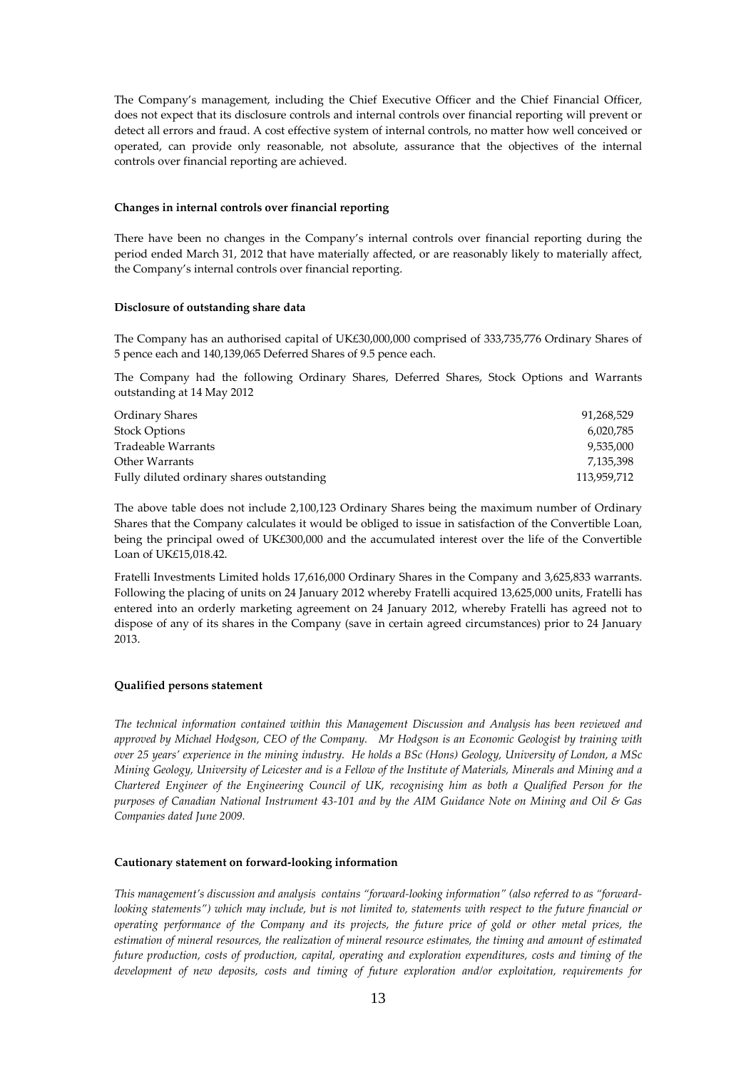The Company's management, including the Chief Executive Officer and the Chief Financial Officer, does not expect that its disclosure controls and internal controls over financial reporting will prevent or detect all errors and fraud. A cost effective system of internal controls, no matter how well conceived or operated, can provide only reasonable, not absolute, assurance that the objectives of the internal controls over financial reporting are achieved.

**Changes in internal controls over financial reporting**

There have been no changes in the Company's internal controls over financial reporting during the period ended March 31, 2012 that have materially affected, or are reasonably likely to materially affect, the Company's internal controls over financial reporting.

**Disclosure of outstanding share data**

The Company has an authorised capital of UK£30,000,000 comprised of 333,735,776 Ordinary Shares of 5 pence each and 140,139,065 Deferred Shares of 9.5 pence each.

The Company had the following Ordinary Shares, Deferred Shares, Stock Options and Warrants outstanding at 14 May 2012

| | |
|---|---|
| Ordinary Shares | 91,268,529 |
| Stock Options | 6,020,785 |
| Tradeable Warrants | 9,535,000 |
| Other Warrants | 7,135,398 |
| Fully diluted ordinary shares outstanding | 113,959,712 |

The above table does not include 2,100,123 Ordinary Shares being the maximum number of Ordinary Shares that the Company calculates it would be obliged to issue in satisfaction of the Convertible Loan, being the principal owed of UK£300,000 and the accumulated interest over the life of the Convertible Loan of UK£15,018.42.

Fratelli Investments Limited holds 17,616,000 Ordinary Shares in the Company and 3,625,833 warrants. Following the placing of units on 24 January 2012 whereby Fratelli acquired 13,625,000 units, Fratelli has entered into an orderly marketing agreement on 24 January 2012, whereby Fratelli has agreed not to dispose of any of its shares in the Company (save in certain agreed circumstances) prior to 24 January 2013.

**Qualified persons statement**

*The technical information contained within this Management Discussion and Analysis has been reviewed and approved by Michael Hodgson, CEO of the Company. Mr Hodgson is an Economic Geologist by training with over 25 years' experience in the mining industry. He holds a BSc (Hons) Geology, University of London, a MSc Mining Geology, University of Leicester and is a Fellow of the Institute of Materials, Minerals and Mining and a Chartered Engineer of the Engineering Council of UK, recognising him as both a Qualified Person for the purposes of Canadian National Instrument 43-101 and by the AIM Guidance Note on Mining and Oil & Gas Companies dated June 2009.*

**Cautionary statement on forward-looking information**

*This management's discussion and analysis contains "forward-looking information" (also referred to as "forward-looking statements") which may include, but is not limited to, statements with respect to the future financial or operating performance of the Company and its projects, the future price of gold or other metal prices, the estimation of mineral resources, the realization of mineral resource estimates, the timing and amount of estimated future production, costs of production, capital, operating and exploration expenditures, costs and timing of the development of new deposits, costs and timing of future exploration and/or exploitation, requirements for*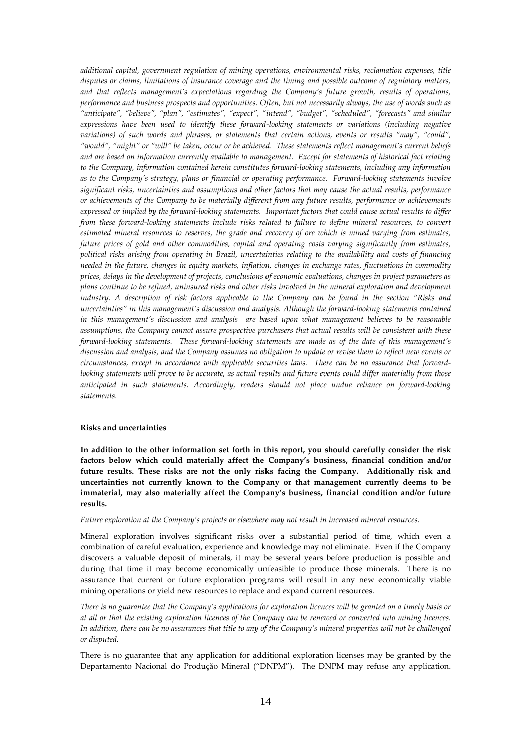*additional capital, government regulation of mining operations, environmental risks, reclamation expenses, title disputes or claims, limitations of insurance coverage and the timing and possible outcome of regulatory matters, and that reflects management's expectations regarding the Company's future growth, results of operations, performance and business prospects and opportunities. Often, but not necessarily always, the use of words such as "anticipate", "believe", "plan", "estimates", "expect", "intend", "budget", "scheduled", "forecasts" and similar expressions have been used to identify these forward-looking statements or variations (including negative variations) of such words and phrases, or statements that certain actions, events or results "may", "could", "would", "might" or "will" be taken, occur or be achieved. These statements reflect management's current beliefs and are based on information currently available to management. Except for statements of historical fact relating to the Company, information contained herein constitutes forward-looking statements, including any information as to the Company's strategy, plans or financial or operating performance. Forward-looking statements involve significant risks, uncertainties and assumptions and other factors that may cause the actual results, performance or achievements of the Company to be materially different from any future results, performance or achievements expressed or implied by the forward-looking statements. Important factors that could cause actual results to differ from these forward-looking statements include risks related to failure to define mineral resources, to convert estimated mineral resources to reserves, the grade and recovery of ore which is mined varying from estimates, future prices of gold and other commodities, capital and operating costs varying significantly from estimates, political risks arising from operating in Brazil, uncertainties relating to the availability and costs of financing needed in the future, changes in equity markets, inflation, changes in exchange rates, fluctuations in commodity prices, delays in the development of projects, conclusions of economic evaluations, changes in project parameters as plans continue to be refined, uninsured risks and other risks involved in the mineral exploration and development industry. A description of risk factors applicable to the Company can be found in the section "Risks and uncertainties" in this management's discussion and analysis. Although the forward-looking statements contained in this management's discussion and analysis are based upon what management believes to be reasonable assumptions, the Company cannot assure prospective purchasers that actual results will be consistent with these forward-looking statements. These forward-looking statements are made as of the date of this management's discussion and analysis, and the Company assumes no obligation to update or revise them to reflect new events or circumstances, except in accordance with applicable securities laws. There can be no assurance that forward-looking statements will prove to be accurate, as actual results and future events could differ materially from those anticipated in such statements. Accordingly, readers should not place undue reliance on forward-looking statements.*

**Risks and uncertainties**

**In addition to the other information set forth in this report, you should carefully consider the risk factors below which could materially affect the Company's business, financial condition and/or future results. These risks are not the only risks facing the Company. Additionally risk and uncertainties not currently known to the Company or that management currently deems to be immaterial, may also materially affect the Company's business, financial condition and/or future results.**

*Future exploration at the Company's projects or elsewhere may not result in increased mineral resources.*

Mineral exploration involves significant risks over a substantial period of time, which even a combination of careful evaluation, experience and knowledge may not eliminate. Even if the Company discovers a valuable deposit of minerals, it may be several years before production is possible and during that time it may become economically unfeasible to produce those minerals. There is no assurance that current or future exploration programs will result in any new economically viable mining operations or yield new resources to replace and expand current resources.

*There is no guarantee that the Company's applications for exploration licences will be granted on a timely basis or at all or that the existing exploration licences of the Company can be renewed or converted into mining licences. In addition, there can be no assurances that title to any of the Company's mineral properties will not be challenged or disputed.*

There is no guarantee that any application for additional exploration licenses may be granted by the Departamento Nacional do Produção Mineral ("DNPM"). The DNPM may refuse any application.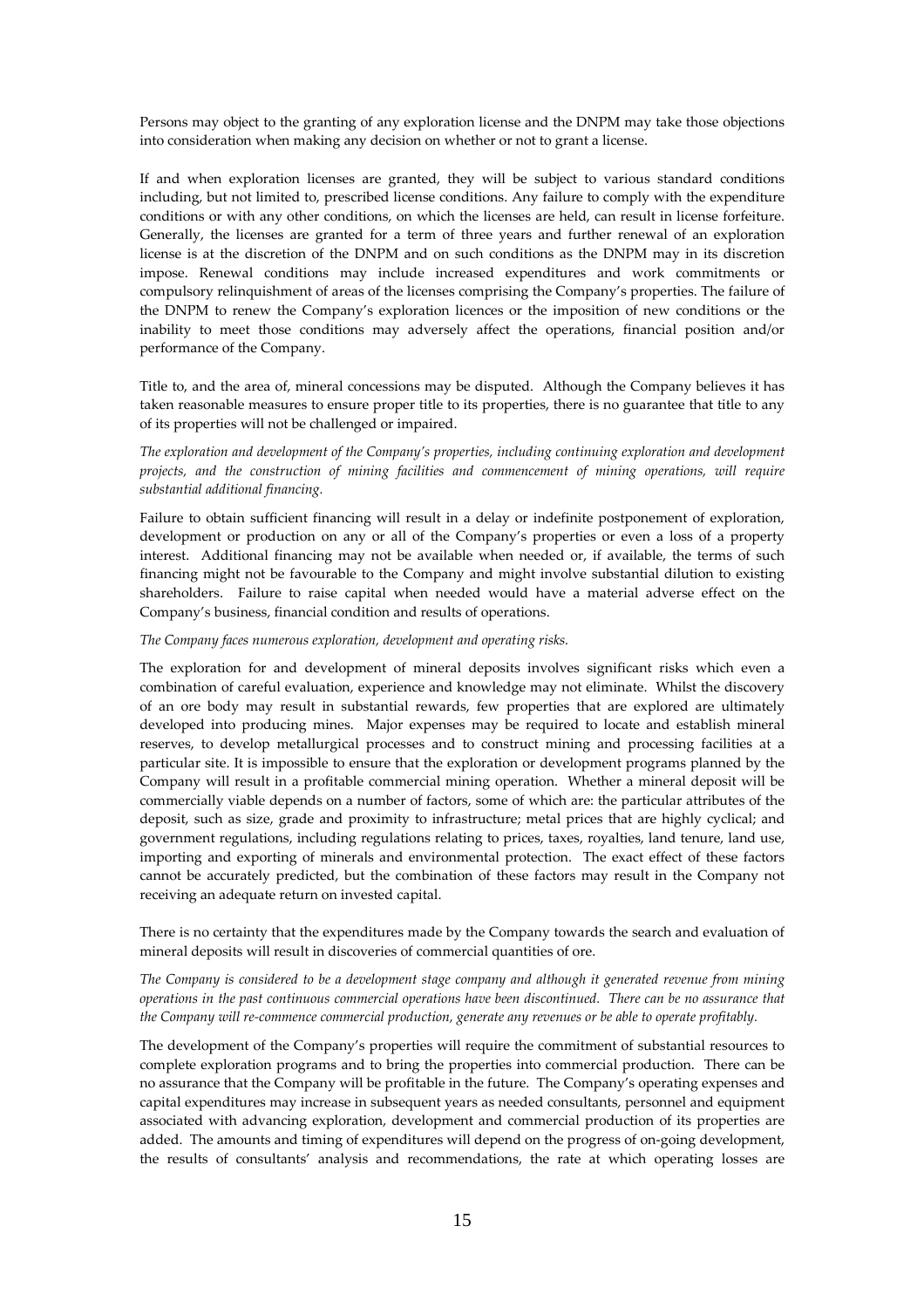Persons may object to the granting of any exploration license and the DNPM may take those objections into consideration when making any decision on whether or not to grant a license.

If and when exploration licenses are granted, they will be subject to various standard conditions including, but not limited to, prescribed license conditions. Any failure to comply with the expenditure conditions or with any other conditions, on which the licenses are held, can result in license forfeiture. Generally, the licenses are granted for a term of three years and further renewal of an exploration license is at the discretion of the DNPM and on such conditions as the DNPM may in its discretion impose. Renewal conditions may include increased expenditures and work commitments or compulsory relinquishment of areas of the licenses comprising the Company's properties. The failure of the DNPM to renew the Company's exploration licences or the imposition of new conditions or the inability to meet those conditions may adversely affect the operations, financial position and/or performance of the Company.

Title to, and the area of, mineral concessions may be disputed. Although the Company believes it has taken reasonable measures to ensure proper title to its properties, there is no guarantee that title to any of its properties will not be challenged or impaired.

*The exploration and development of the Company's properties, including continuing exploration and development projects, and the construction of mining facilities and commencement of mining operations, will require substantial additional financing.*

Failure to obtain sufficient financing will result in a delay or indefinite postponement of exploration, development or production on any or all of the Company's properties or even a loss of a property interest. Additional financing may not be available when needed or, if available, the terms of such financing might not be favourable to the Company and might involve substantial dilution to existing shareholders. Failure to raise capital when needed would have a material adverse effect on the Company's business, financial condition and results of operations.

*The Company faces numerous exploration, development and operating risks.*

The exploration for and development of mineral deposits involves significant risks which even a combination of careful evaluation, experience and knowledge may not eliminate. Whilst the discovery of an ore body may result in substantial rewards, few properties that are explored are ultimately developed into producing mines. Major expenses may be required to locate and establish mineral reserves, to develop metallurgical processes and to construct mining and processing facilities at a particular site. It is impossible to ensure that the exploration or development programs planned by the Company will result in a profitable commercial mining operation. Whether a mineral deposit will be commercially viable depends on a number of factors, some of which are: the particular attributes of the deposit, such as size, grade and proximity to infrastructure; metal prices that are highly cyclical; and government regulations, including regulations relating to prices, taxes, royalties, land tenure, land use, importing and exporting of minerals and environmental protection. The exact effect of these factors cannot be accurately predicted, but the combination of these factors may result in the Company not receiving an adequate return on invested capital.

There is no certainty that the expenditures made by the Company towards the search and evaluation of mineral deposits will result in discoveries of commercial quantities of ore.

*The Company is considered to be a development stage company and although it generated revenue from mining operations in the past continuous commercial operations have been discontinued. There can be no assurance that the Company will re-commence commercial production, generate any revenues or be able to operate profitably.*

The development of the Company's properties will require the commitment of substantial resources to complete exploration programs and to bring the properties into commercial production. There can be no assurance that the Company will be profitable in the future. The Company's operating expenses and capital expenditures may increase in subsequent years as needed consultants, personnel and equipment associated with advancing exploration, development and commercial production of its properties are added. The amounts and timing of expenditures will depend on the progress of on-going development, the results of consultants' analysis and recommendations, the rate at which operating losses are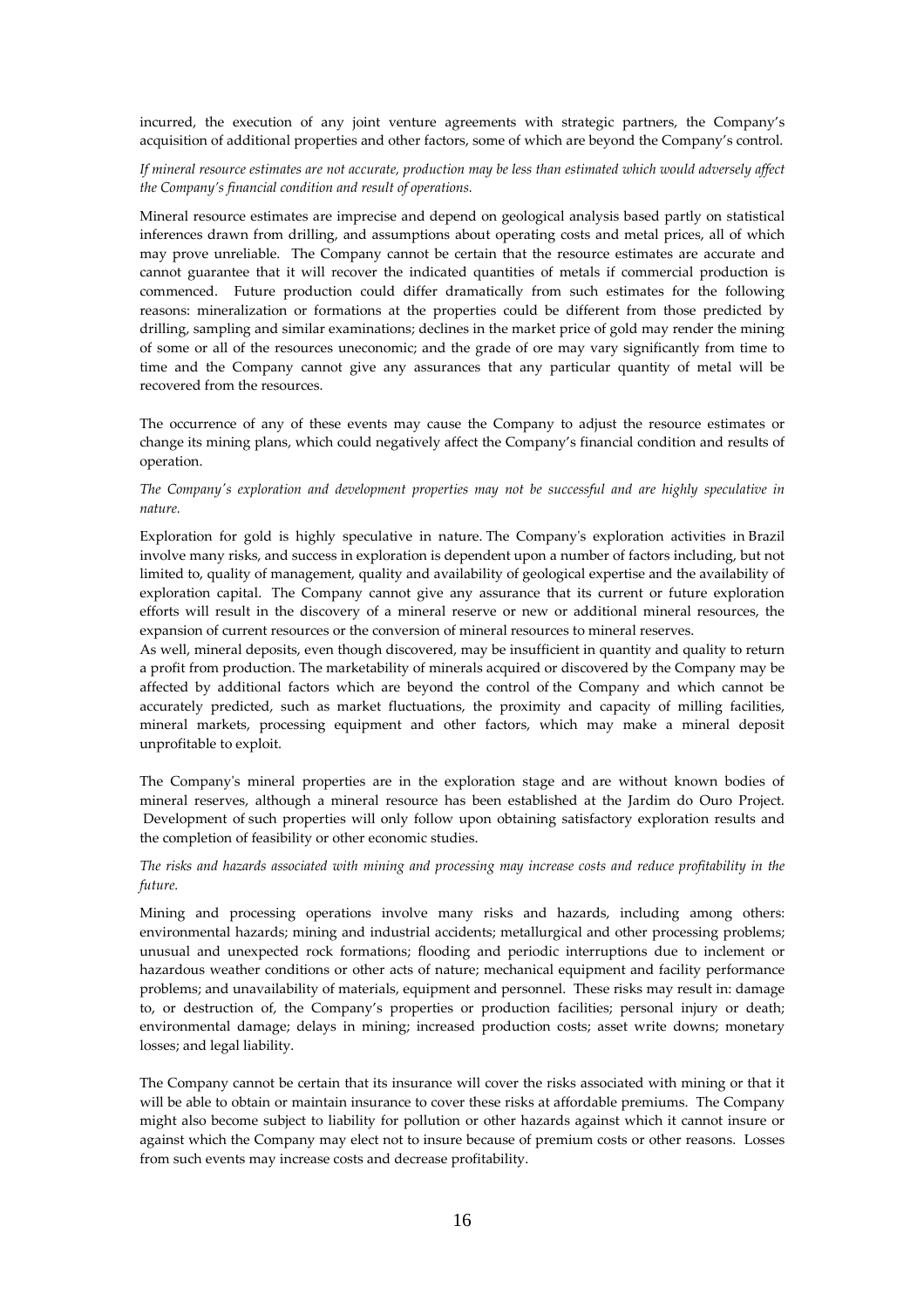incurred, the execution of any joint venture agreements with strategic partners, the Company's acquisition of additional properties and other factors, some of which are beyond the Company's control.

*If mineral resource estimates are not accurate, production may be less than estimated which would adversely affect the Company's financial condition and result of operations.*

Mineral resource estimates are imprecise and depend on geological analysis based partly on statistical inferences drawn from drilling, and assumptions about operating costs and metal prices, all of which may prove unreliable. The Company cannot be certain that the resource estimates are accurate and cannot guarantee that it will recover the indicated quantities of metals if commercial production is commenced. Future production could differ dramatically from such estimates for the following reasons: mineralization or formations at the properties could be different from those predicted by drilling, sampling and similar examinations; declines in the market price of gold may render the mining of some or all of the resources uneconomic; and the grade of ore may vary significantly from time to time and the Company cannot give any assurances that any particular quantity of metal will be recovered from the resources.

The occurrence of any of these events may cause the Company to adjust the resource estimates or change its mining plans, which could negatively affect the Company's financial condition and results of operation.

*The Company's exploration and development properties may not be successful and are highly speculative in nature.*

Exploration for gold is highly speculative in nature. The Company's exploration activities in Brazil involve many risks, and success in exploration is dependent upon a number of factors including, but not limited to, quality of management, quality and availability of geological expertise and the availability of exploration capital. The Company cannot give any assurance that its current or future exploration efforts will result in the discovery of a mineral reserve or new or additional mineral resources, the expansion of current resources or the conversion of mineral resources to mineral reserves.

As well, mineral deposits, even though discovered, may be insufficient in quantity and quality to return a profit from production. The marketability of minerals acquired or discovered by the Company may be affected by additional factors which are beyond the control of the Company and which cannot be accurately predicted, such as market fluctuations, the proximity and capacity of milling facilities, mineral markets, processing equipment and other factors, which may make a mineral deposit unprofitable to exploit.

The Company's mineral properties are in the exploration stage and are without known bodies of mineral reserves, although a mineral resource has been established at the Jardim do Ouro Project. Development of such properties will only follow upon obtaining satisfactory exploration results and the completion of feasibility or other economic studies.

*The risks and hazards associated with mining and processing may increase costs and reduce profitability in the future.*

Mining and processing operations involve many risks and hazards, including among others: environmental hazards; mining and industrial accidents; metallurgical and other processing problems; unusual and unexpected rock formations; flooding and periodic interruptions due to inclement or hazardous weather conditions or other acts of nature; mechanical equipment and facility performance problems; and unavailability of materials, equipment and personnel. These risks may result in: damage to, or destruction of, the Company's properties or production facilities; personal injury or death; environmental damage; delays in mining; increased production costs; asset write downs; monetary losses; and legal liability.

The Company cannot be certain that its insurance will cover the risks associated with mining or that it will be able to obtain or maintain insurance to cover these risks at affordable premiums. The Company might also become subject to liability for pollution or other hazards against which it cannot insure or against which the Company may elect not to insure because of premium costs or other reasons. Losses from such events may increase costs and decrease profitability.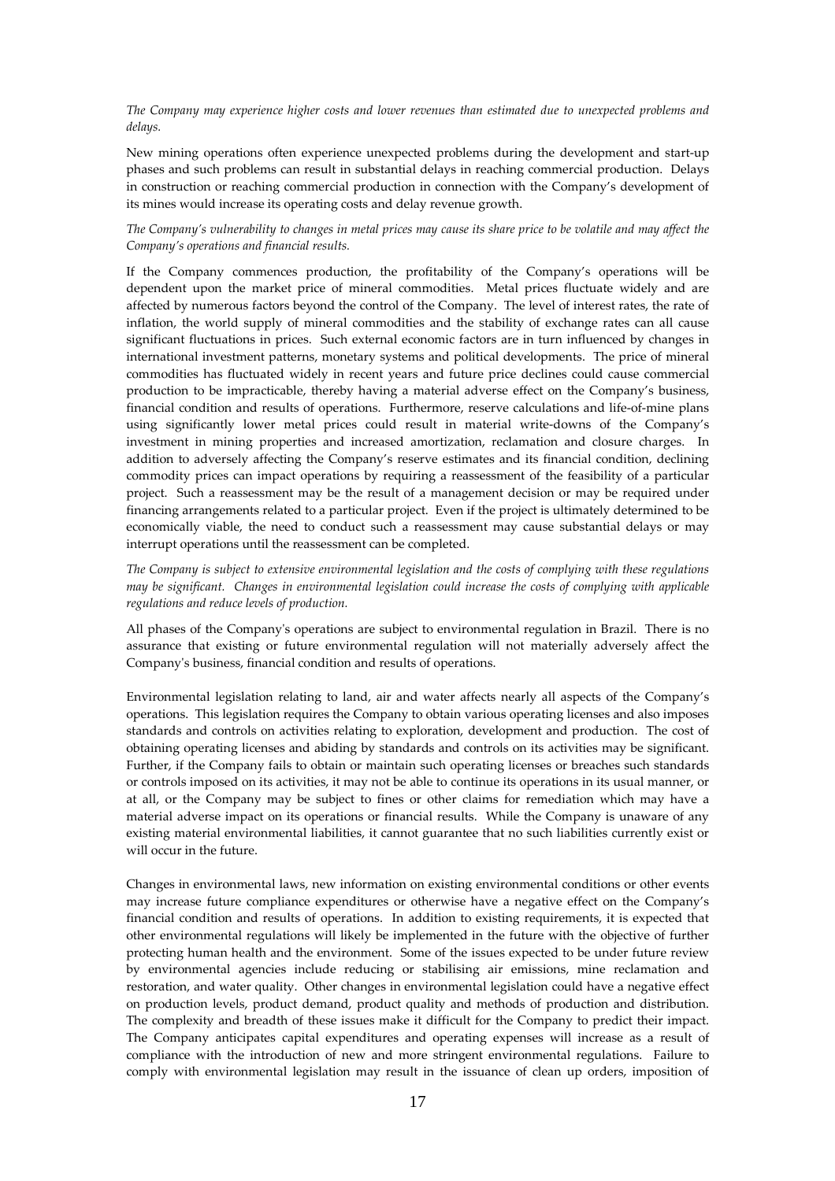*The Company may experience higher costs and lower revenues than estimated due to unexpected problems and delays.*

New mining operations often experience unexpected problems during the development and start-up phases and such problems can result in substantial delays in reaching commercial production. Delays in construction or reaching commercial production in connection with the Company's development of its mines would increase its operating costs and delay revenue growth.

*The Company's vulnerability to changes in metal prices may cause its share price to be volatile and may affect the Company's operations and financial results.*

If the Company commences production, the profitability of the Company's operations will be dependent upon the market price of mineral commodities. Metal prices fluctuate widely and are affected by numerous factors beyond the control of the Company. The level of interest rates, the rate of inflation, the world supply of mineral commodities and the stability of exchange rates can all cause significant fluctuations in prices. Such external economic factors are in turn influenced by changes in international investment patterns, monetary systems and political developments. The price of mineral commodities has fluctuated widely in recent years and future price declines could cause commercial production to be impracticable, thereby having a material adverse effect on the Company's business, financial condition and results of operations. Furthermore, reserve calculations and life-of-mine plans using significantly lower metal prices could result in material write-downs of the Company's investment in mining properties and increased amortization, reclamation and closure charges. In addition to adversely affecting the Company's reserve estimates and its financial condition, declining commodity prices can impact operations by requiring a reassessment of the feasibility of a particular project. Such a reassessment may be the result of a management decision or may be required under financing arrangements related to a particular project. Even if the project is ultimately determined to be economically viable, the need to conduct such a reassessment may cause substantial delays or may interrupt operations until the reassessment can be completed.

*The Company is subject to extensive environmental legislation and the costs of complying with these regulations may be significant. Changes in environmental legislation could increase the costs of complying with applicable regulations and reduce levels of production.*

All phases of the Company's operations are subject to environmental regulation in Brazil. There is no assurance that existing or future environmental regulation will not materially adversely affect the Company's business, financial condition and results of operations.

Environmental legislation relating to land, air and water affects nearly all aspects of the Company's operations. This legislation requires the Company to obtain various operating licenses and also imposes standards and controls on activities relating to exploration, development and production. The cost of obtaining operating licenses and abiding by standards and controls on its activities may be significant. Further, if the Company fails to obtain or maintain such operating licenses or breaches such standards or controls imposed on its activities, it may not be able to continue its operations in its usual manner, or at all, or the Company may be subject to fines or other claims for remediation which may have a material adverse impact on its operations or financial results. While the Company is unaware of any existing material environmental liabilities, it cannot guarantee that no such liabilities currently exist or will occur in the future.

Changes in environmental laws, new information on existing environmental conditions or other events may increase future compliance expenditures or otherwise have a negative effect on the Company's financial condition and results of operations. In addition to existing requirements, it is expected that other environmental regulations will likely be implemented in the future with the objective of further protecting human health and the environment. Some of the issues expected to be under future review by environmental agencies include reducing or stabilising air emissions, mine reclamation and restoration, and water quality. Other changes in environmental legislation could have a negative effect on production levels, product demand, product quality and methods of production and distribution. The complexity and breadth of these issues make it difficult for the Company to predict their impact. The Company anticipates capital expenditures and operating expenses will increase as a result of compliance with the introduction of new and more stringent environmental regulations. Failure to comply with environmental legislation may result in the issuance of clean up orders, imposition of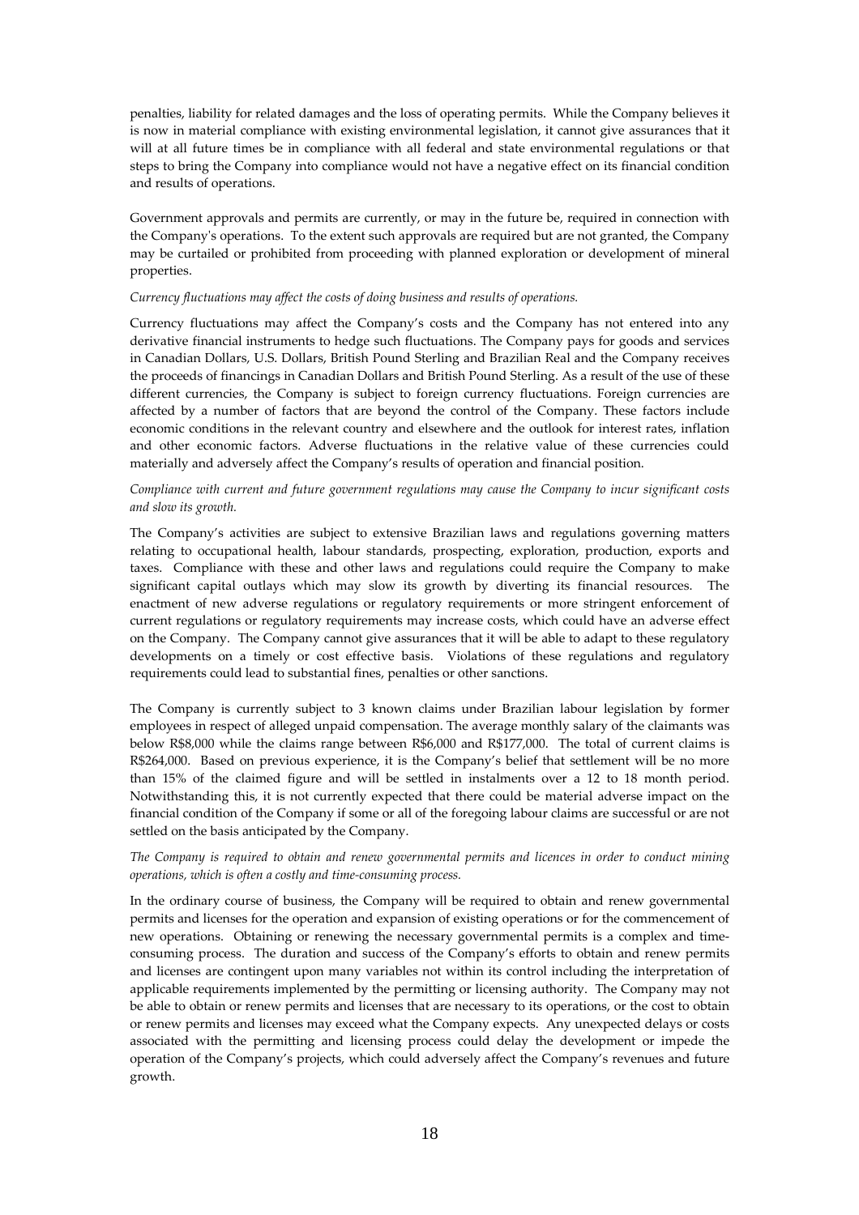penalties, liability for related damages and the loss of operating permits. While the Company believes it is now in material compliance with existing environmental legislation, it cannot give assurances that it will at all future times be in compliance with all federal and state environmental regulations or that steps to bring the Company into compliance would not have a negative effect on its financial condition and results of operations.

Government approvals and permits are currently, or may in the future be, required in connection with the Company's operations. To the extent such approvals are required but are not granted, the Company may be curtailed or prohibited from proceeding with planned exploration or development of mineral properties.

*Currency fluctuations may affect the costs of doing business and results of operations.*

Currency fluctuations may affect the Company's costs and the Company has not entered into any derivative financial instruments to hedge such fluctuations. The Company pays for goods and services in Canadian Dollars, U.S. Dollars, British Pound Sterling and Brazilian Real and the Company receives the proceeds of financings in Canadian Dollars and British Pound Sterling. As a result of the use of these different currencies, the Company is subject to foreign currency fluctuations. Foreign currencies are affected by a number of factors that are beyond the control of the Company. These factors include economic conditions in the relevant country and elsewhere and the outlook for interest rates, inflation and other economic factors. Adverse fluctuations in the relative value of these currencies could materially and adversely affect the Company's results of operation and financial position.

*Compliance with current and future government regulations may cause the Company to incur significant costs and slow its growth.*

The Company's activities are subject to extensive Brazilian laws and regulations governing matters relating to occupational health, labour standards, prospecting, exploration, production, exports and taxes. Compliance with these and other laws and regulations could require the Company to make significant capital outlays which may slow its growth by diverting its financial resources. The enactment of new adverse regulations or regulatory requirements or more stringent enforcement of current regulations or regulatory requirements may increase costs, which could have an adverse effect on the Company. The Company cannot give assurances that it will be able to adapt to these regulatory developments on a timely or cost effective basis. Violations of these regulations and regulatory requirements could lead to substantial fines, penalties or other sanctions.

The Company is currently subject to 3 known claims under Brazilian labour legislation by former employees in respect of alleged unpaid compensation. The average monthly salary of the claimants was below R$8,000 while the claims range between R$6,000 and R$177,000. The total of current claims is R$264,000. Based on previous experience, it is the Company's belief that settlement will be no more than 15% of the claimed figure and will be settled in instalments over a 12 to 18 month period. Notwithstanding this, it is not currently expected that there could be material adverse impact on the financial condition of the Company if some or all of the foregoing labour claims are successful or are not settled on the basis anticipated by the Company.

*The Company is required to obtain and renew governmental permits and licences in order to conduct mining operations, which is often a costly and time-consuming process.*

In the ordinary course of business, the Company will be required to obtain and renew governmental permits and licenses for the operation and expansion of existing operations or for the commencement of new operations. Obtaining or renewing the necessary governmental permits is a complex and time-consuming process. The duration and success of the Company's efforts to obtain and renew permits and licenses are contingent upon many variables not within its control including the interpretation of applicable requirements implemented by the permitting or licensing authority. The Company may not be able to obtain or renew permits and licenses that are necessary to its operations, or the cost to obtain or renew permits and licenses may exceed what the Company expects. Any unexpected delays or costs associated with the permitting and licensing process could delay the development or impede the operation of the Company's projects, which could adversely affect the Company's revenues and future growth.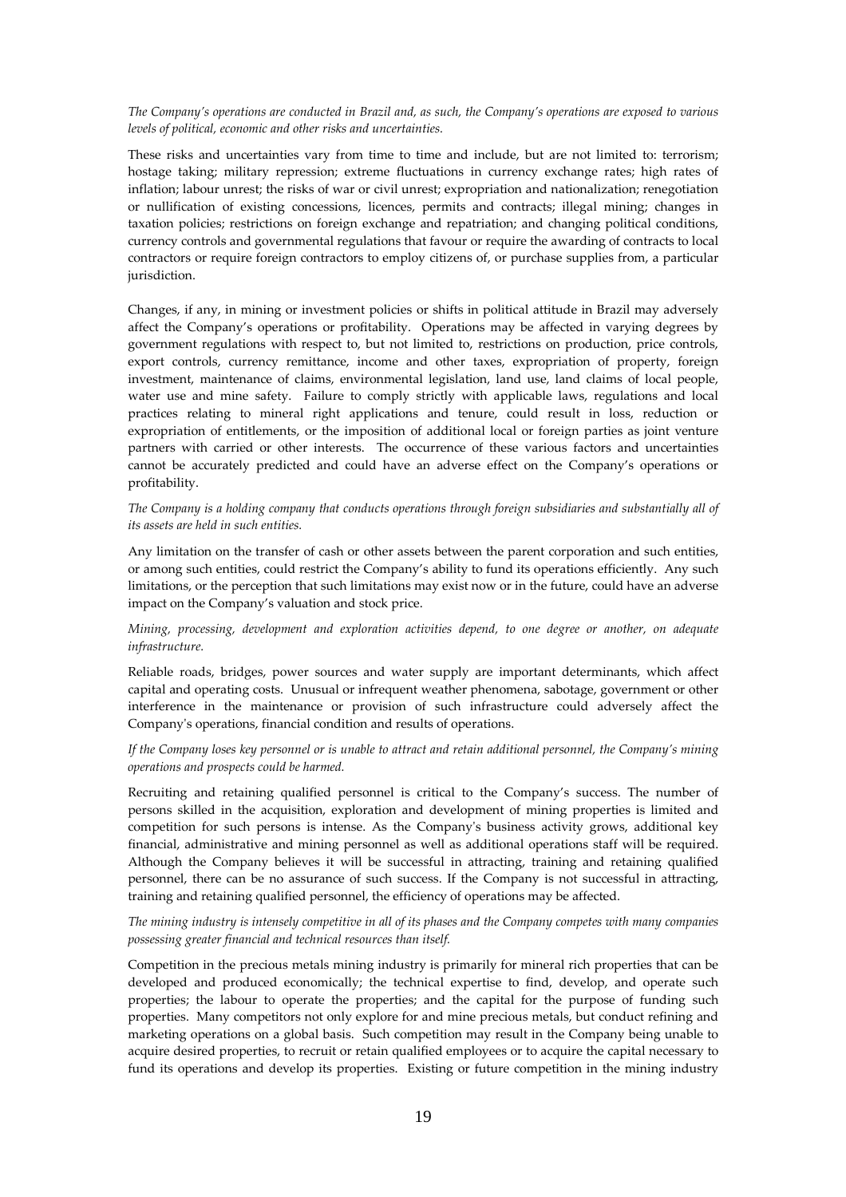*The Company's operations are conducted in Brazil and, as such, the Company's operations are exposed to various levels of political, economic and other risks and uncertainties.*

These risks and uncertainties vary from time to time and include, but are not limited to: terrorism; hostage taking; military repression; extreme fluctuations in currency exchange rates; high rates of inflation; labour unrest; the risks of war or civil unrest; expropriation and nationalization; renegotiation or nullification of existing concessions, licences, permits and contracts; illegal mining; changes in taxation policies; restrictions on foreign exchange and repatriation; and changing political conditions, currency controls and governmental regulations that favour or require the awarding of contracts to local contractors or require foreign contractors to employ citizens of, or purchase supplies from, a particular jurisdiction.

Changes, if any, in mining or investment policies or shifts in political attitude in Brazil may adversely affect the Company's operations or profitability. Operations may be affected in varying degrees by government regulations with respect to, but not limited to, restrictions on production, price controls, export controls, currency remittance, income and other taxes, expropriation of property, foreign investment, maintenance of claims, environmental legislation, land use, land claims of local people, water use and mine safety. Failure to comply strictly with applicable laws, regulations and local practices relating to mineral right applications and tenure, could result in loss, reduction or expropriation of entitlements, or the imposition of additional local or foreign parties as joint venture partners with carried or other interests. The occurrence of these various factors and uncertainties cannot be accurately predicted and could have an adverse effect on the Company's operations or profitability.

*The Company is a holding company that conducts operations through foreign subsidiaries and substantially all of its assets are held in such entities.*

Any limitation on the transfer of cash or other assets between the parent corporation and such entities, or among such entities, could restrict the Company's ability to fund its operations efficiently. Any such limitations, or the perception that such limitations may exist now or in the future, could have an adverse impact on the Company's valuation and stock price.

*Mining, processing, development and exploration activities depend, to one degree or another, on adequate infrastructure.*

Reliable roads, bridges, power sources and water supply are important determinants, which affect capital and operating costs. Unusual or infrequent weather phenomena, sabotage, government or other interference in the maintenance or provision of such infrastructure could adversely affect the Company's operations, financial condition and results of operations.

*If the Company loses key personnel or is unable to attract and retain additional personnel, the Company's mining operations and prospects could be harmed.*

Recruiting and retaining qualified personnel is critical to the Company's success. The number of persons skilled in the acquisition, exploration and development of mining properties is limited and competition for such persons is intense. As the Company's business activity grows, additional key financial, administrative and mining personnel as well as additional operations staff will be required. Although the Company believes it will be successful in attracting, training and retaining qualified personnel, there can be no assurance of such success. If the Company is not successful in attracting, training and retaining qualified personnel, the efficiency of operations may be affected.

*The mining industry is intensely competitive in all of its phases and the Company competes with many companies possessing greater financial and technical resources than itself.*

Competition in the precious metals mining industry is primarily for mineral rich properties that can be developed and produced economically; the technical expertise to find, develop, and operate such properties; the labour to operate the properties; and the capital for the purpose of funding such properties. Many competitors not only explore for and mine precious metals, but conduct refining and marketing operations on a global basis. Such competition may result in the Company being unable to acquire desired properties, to recruit or retain qualified employees or to acquire the capital necessary to fund its operations and develop its properties. Existing or future competition in the mining industry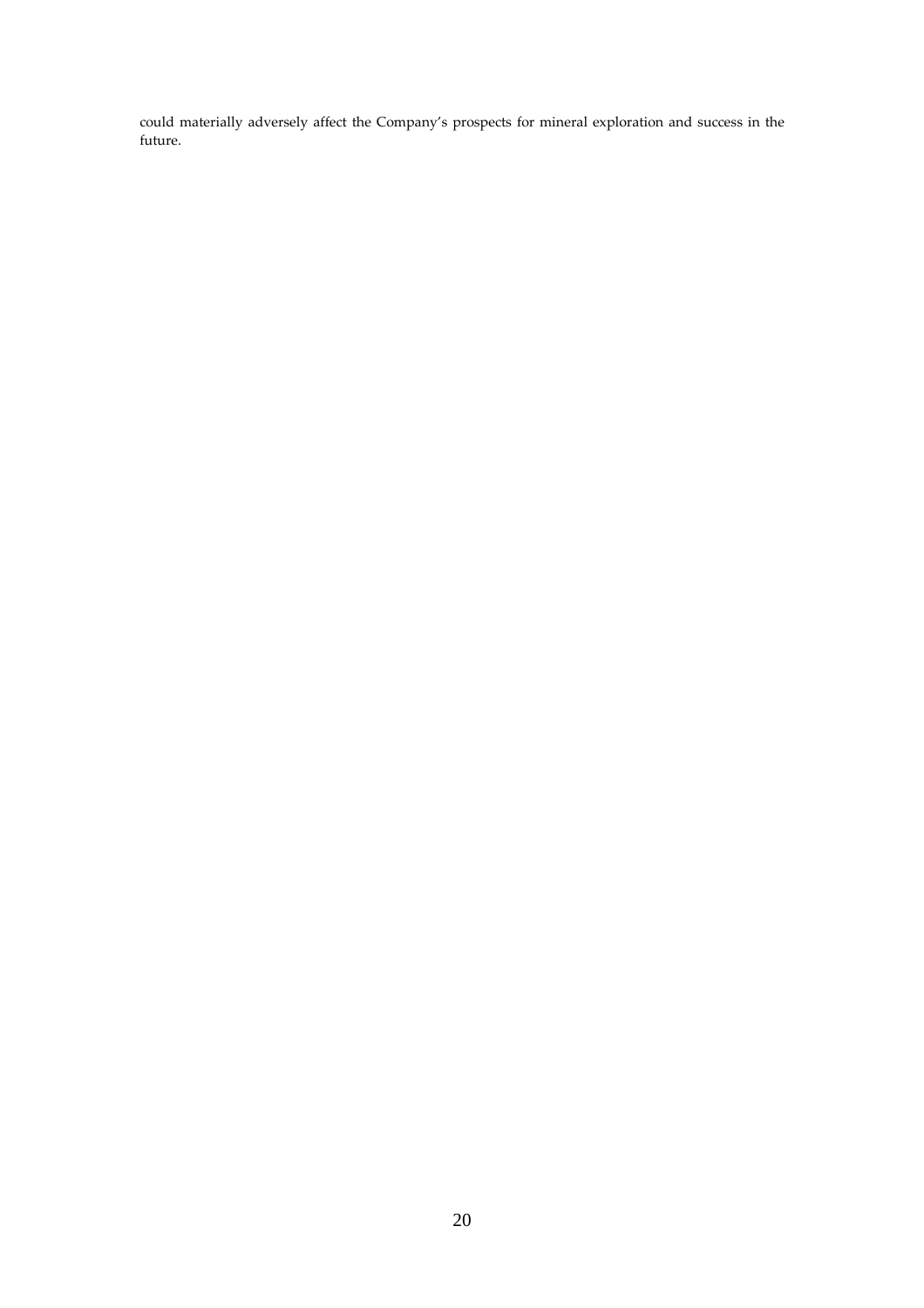could materially adversely affect the Company's prospects for mineral exploration and success in the future.